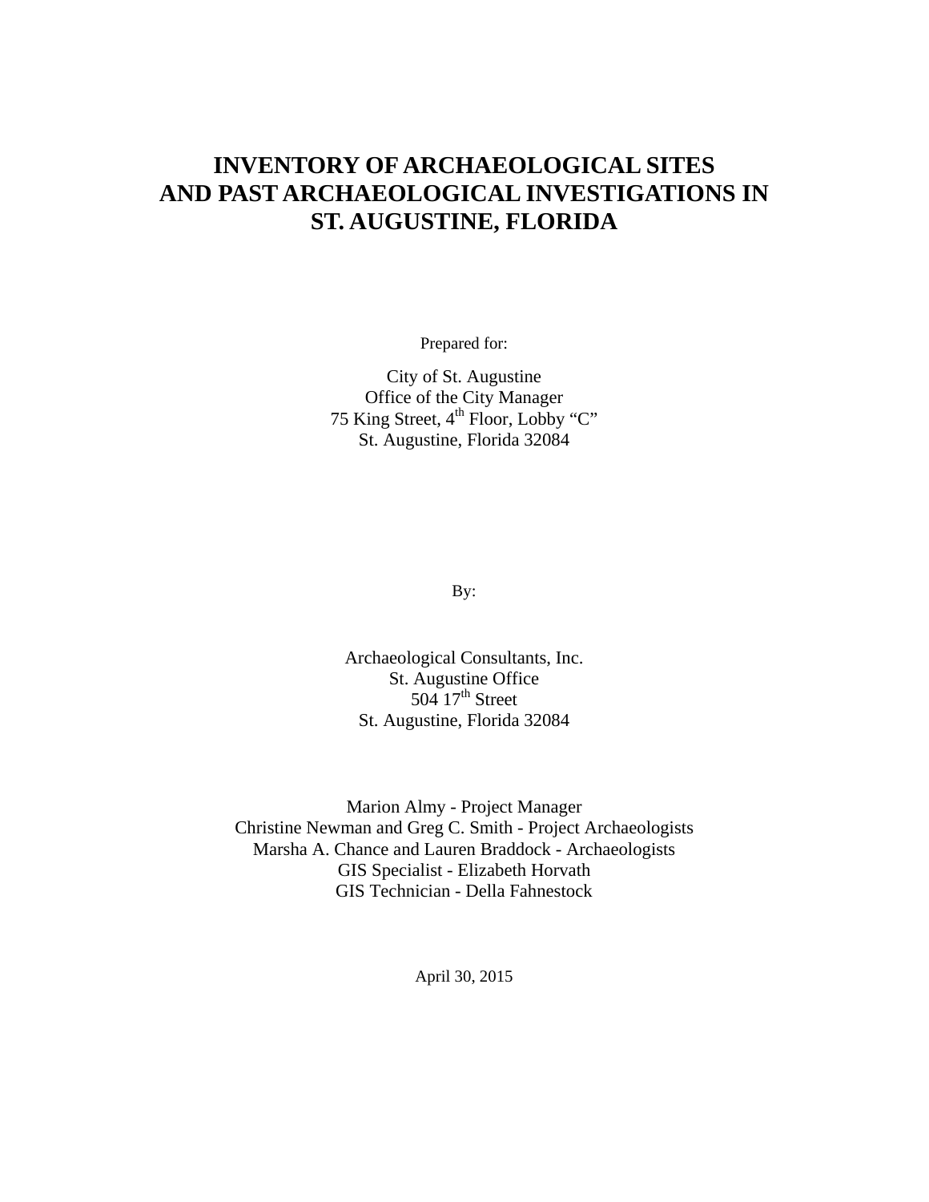# INVENTORY OF ARCHAEOLOGICAL SITES AND PAST ARCHAEOLOGICAL INVESTIGATIONS IN ST. AUGUSTINE, FLORIDA

Prepared for:

City of St. Augustine
Office of the City Manager
75 King Street, 4th Floor, Lobby "C"
St. Augustine, Florida 32084

By:

Archaeological Consultants, Inc.
St. Augustine Office
504 17th Street
St. Augustine, Florida 32084

Marion Almy - Project Manager
Christine Newman and Greg C. Smith - Project Archaeologists
Marsha A. Chance and Lauren Braddock - Archaeologists
GIS Specialist - Elizabeth Horvath
GIS Technician - Della Fahnestock

April 30, 2015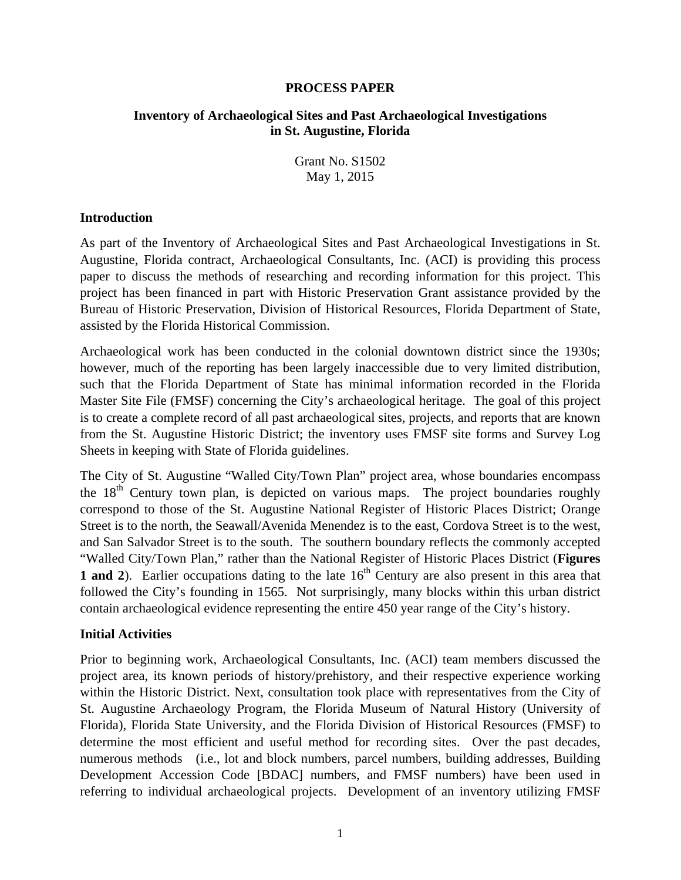**PROCESS PAPER**

**Inventory of Archaeological Sites and Past Archaeological Investigations in St. Augustine, Florida**

Grant No. S1502
May 1, 2015

## Introduction

As part of the Inventory of Archaeological Sites and Past Archaeological Investigations in St. Augustine, Florida contract, Archaeological Consultants, Inc. (ACI) is providing this process paper to discuss the methods of researching and recording information for this project. This project has been financed in part with Historic Preservation Grant assistance provided by the Bureau of Historic Preservation, Division of Historical Resources, Florida Department of State, assisted by the Florida Historical Commission.

Archaeological work has been conducted in the colonial downtown district since the 1930s; however, much of the reporting has been largely inaccessible due to very limited distribution, such that the Florida Department of State has minimal information recorded in the Florida Master Site File (FMSF) concerning the City's archaeological heritage. The goal of this project is to create a complete record of all past archaeological sites, projects, and reports that are known from the St. Augustine Historic District; the inventory uses FMSF site forms and Survey Log Sheets in keeping with State of Florida guidelines.

The City of St. Augustine "Walled City/Town Plan" project area, whose boundaries encompass the 18th Century town plan, is depicted on various maps. The project boundaries roughly correspond to those of the St. Augustine National Register of Historic Places District; Orange Street is to the north, the Seawall/Avenida Menendez is to the east, Cordova Street is to the west, and San Salvador Street is to the south. The southern boundary reflects the commonly accepted "Walled City/Town Plan," rather than the National Register of Historic Places District (**Figures 1 and 2**). Earlier occupations dating to the late 16th Century are also present in this area that followed the City's founding in 1565. Not surprisingly, many blocks within this urban district contain archaeological evidence representing the entire 450 year range of the City's history.

## Initial Activities

Prior to beginning work, Archaeological Consultants, Inc. (ACI) team members discussed the project area, its known periods of history/prehistory, and their respective experience working within the Historic District. Next, consultation took place with representatives from the City of St. Augustine Archaeology Program, the Florida Museum of Natural History (University of Florida), Florida State University, and the Florida Division of Historical Resources (FMSF) to determine the most efficient and useful method for recording sites. Over the past decades, numerous methods (i.e., lot and block numbers, parcel numbers, building addresses, Building Development Accession Code [BDAC] numbers, and FMSF numbers) have been used in referring to individual archaeological projects. Development of an inventory utilizing FMSF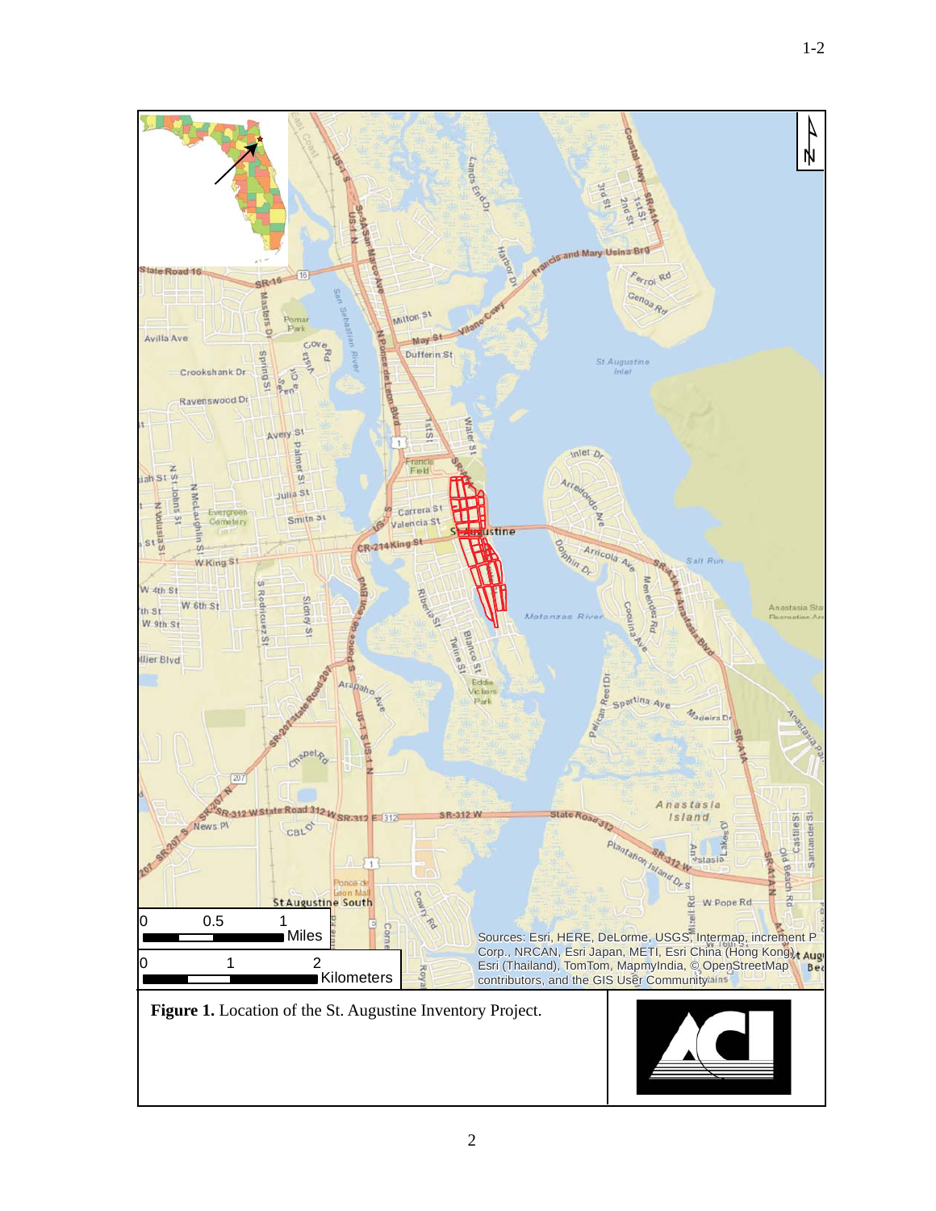**Figure 1.** Location of the St. Augustine Inventory Project.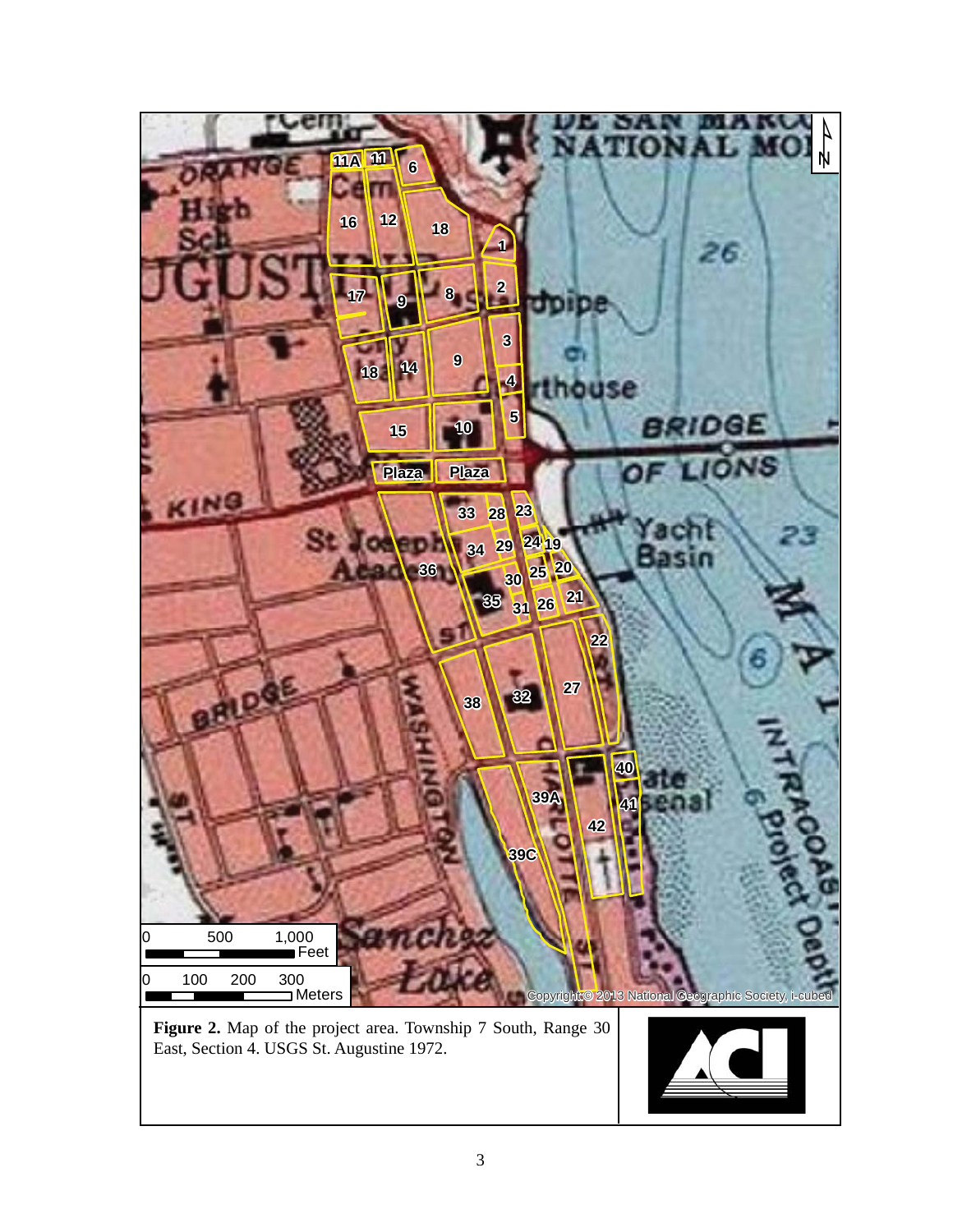**Figure 2.** Map of the project area. Township 7 South, Range 30 East, Section 4. USGS St. Augustine 1972.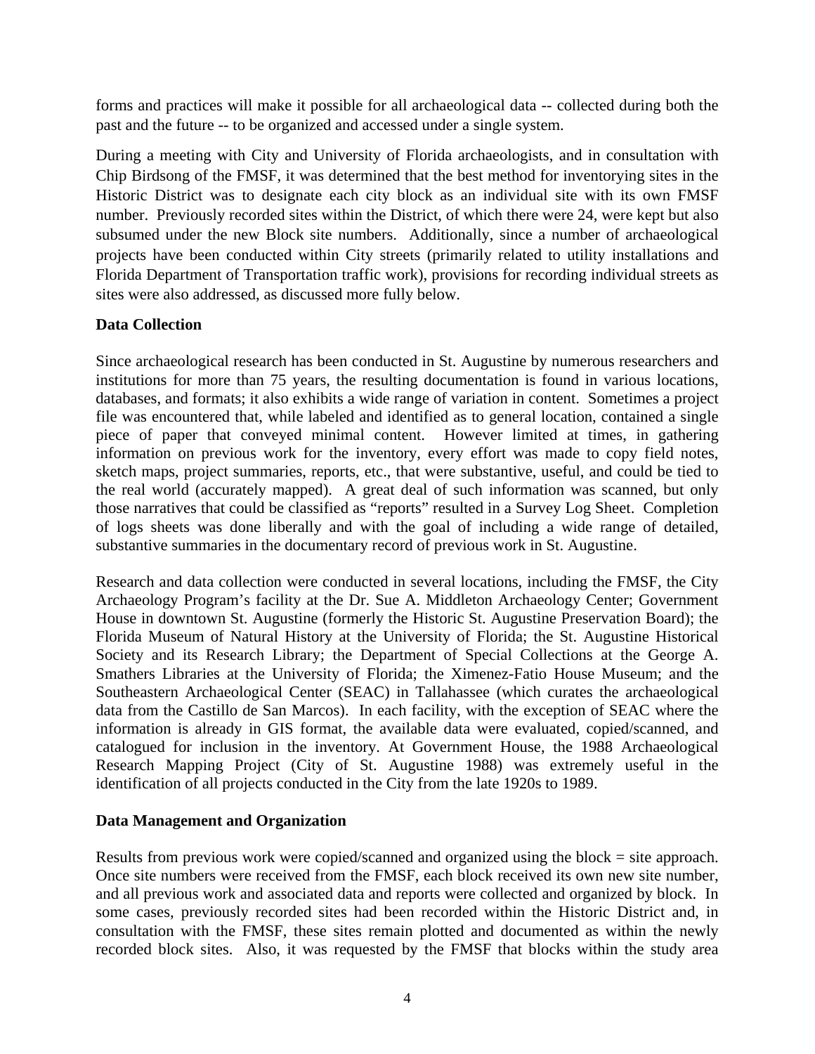forms and practices will make it possible for all archaeological data -- collected during both the past and the future -- to be organized and accessed under a single system.

During a meeting with City and University of Florida archaeologists, and in consultation with Chip Birdsong of the FMSF, it was determined that the best method for inventorying sites in the Historic District was to designate each city block as an individual site with its own FMSF number. Previously recorded sites within the District, of which there were 24, were kept but also subsumed under the new Block site numbers. Additionally, since a number of archaeological projects have been conducted within City streets (primarily related to utility installations and Florida Department of Transportation traffic work), provisions for recording individual streets as sites were also addressed, as discussed more fully below.

**Data Collection**

Since archaeological research has been conducted in St. Augustine by numerous researchers and institutions for more than 75 years, the resulting documentation is found in various locations, databases, and formats; it also exhibits a wide range of variation in content. Sometimes a project file was encountered that, while labeled and identified as to general location, contained a single piece of paper that conveyed minimal content. However limited at times, in gathering information on previous work for the inventory, every effort was made to copy field notes, sketch maps, project summaries, reports, etc., that were substantive, useful, and could be tied to the real world (accurately mapped). A great deal of such information was scanned, but only those narratives that could be classified as "reports" resulted in a Survey Log Sheet. Completion of logs sheets was done liberally and with the goal of including a wide range of detailed, substantive summaries in the documentary record of previous work in St. Augustine.

Research and data collection were conducted in several locations, including the FMSF, the City Archaeology Program's facility at the Dr. Sue A. Middleton Archaeology Center; Government House in downtown St. Augustine (formerly the Historic St. Augustine Preservation Board); the Florida Museum of Natural History at the University of Florida; the St. Augustine Historical Society and its Research Library; the Department of Special Collections at the George A. Smathers Libraries at the University of Florida; the Ximenez-Fatio House Museum; and the Southeastern Archaeological Center (SEAC) in Tallahassee (which curates the archaeological data from the Castillo de San Marcos). In each facility, with the exception of SEAC where the information is already in GIS format, the available data were evaluated, copied/scanned, and catalogued for inclusion in the inventory. At Government House, the 1988 Archaeological Research Mapping Project (City of St. Augustine 1988) was extremely useful in the identification of all projects conducted in the City from the late 1920s to 1989.

**Data Management and Organization**

Results from previous work were copied/scanned and organized using the block = site approach. Once site numbers were received from the FMSF, each block received its own new site number, and all previous work and associated data and reports were collected and organized by block. In some cases, previously recorded sites had been recorded within the Historic District and, in consultation with the FMSF, these sites remain plotted and documented as within the newly recorded block sites. Also, it was requested by the FMSF that blocks within the study area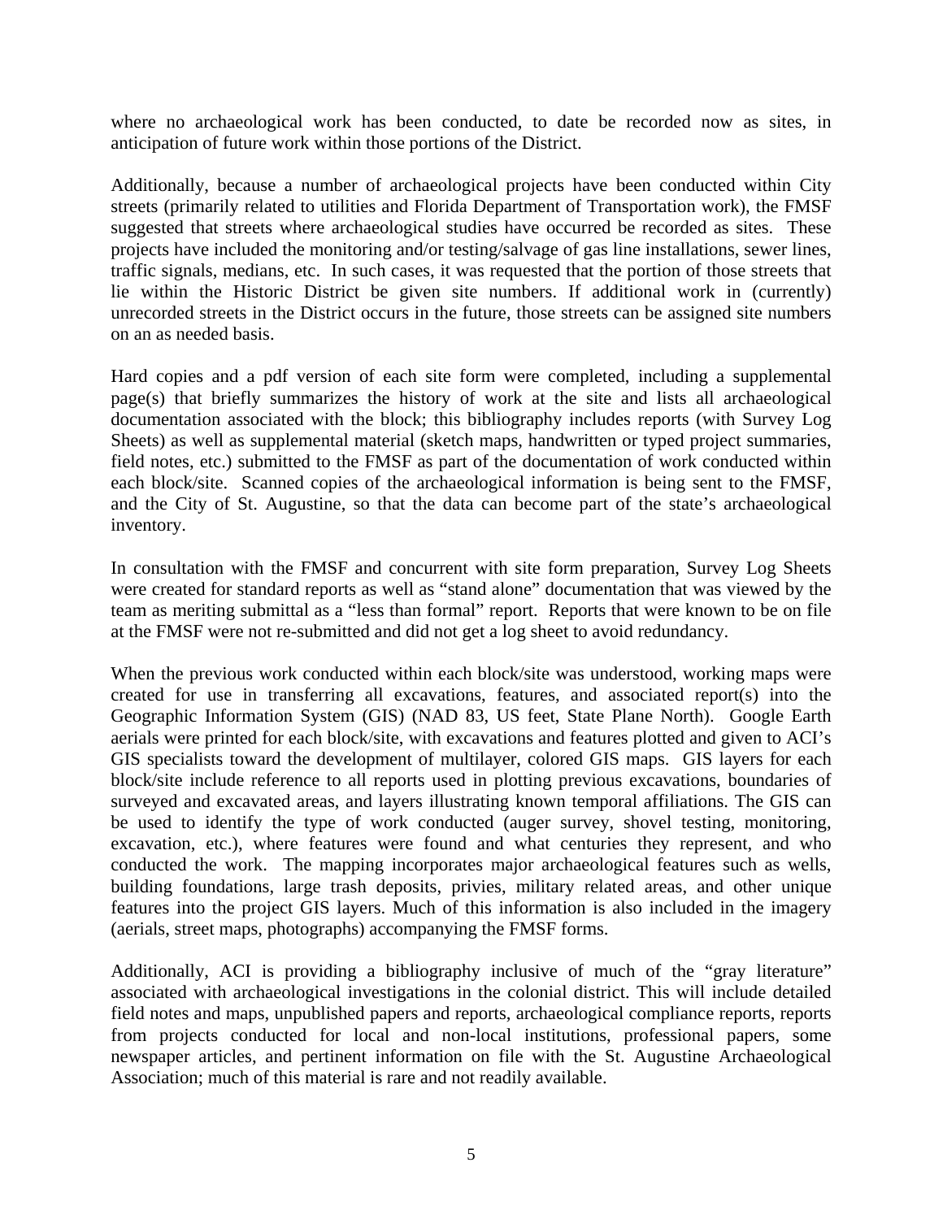where no archaeological work has been conducted, to date be recorded now as sites, in anticipation of future work within those portions of the District.

Additionally, because a number of archaeological projects have been conducted within City streets (primarily related to utilities and Florida Department of Transportation work), the FMSF suggested that streets where archaeological studies have occurred be recorded as sites. These projects have included the monitoring and/or testing/salvage of gas line installations, sewer lines, traffic signals, medians, etc. In such cases, it was requested that the portion of those streets that lie within the Historic District be given site numbers. If additional work in (currently) unrecorded streets in the District occurs in the future, those streets can be assigned site numbers on an as needed basis.

Hard copies and a pdf version of each site form were completed, including a supplemental page(s) that briefly summarizes the history of work at the site and lists all archaeological documentation associated with the block; this bibliography includes reports (with Survey Log Sheets) as well as supplemental material (sketch maps, handwritten or typed project summaries, field notes, etc.) submitted to the FMSF as part of the documentation of work conducted within each block/site. Scanned copies of the archaeological information is being sent to the FMSF, and the City of St. Augustine, so that the data can become part of the state's archaeological inventory.

In consultation with the FMSF and concurrent with site form preparation, Survey Log Sheets were created for standard reports as well as "stand alone" documentation that was viewed by the team as meriting submittal as a "less than formal" report. Reports that were known to be on file at the FMSF were not re-submitted and did not get a log sheet to avoid redundancy.

When the previous work conducted within each block/site was understood, working maps were created for use in transferring all excavations, features, and associated report(s) into the Geographic Information System (GIS) (NAD 83, US feet, State Plane North). Google Earth aerials were printed for each block/site, with excavations and features plotted and given to ACI's GIS specialists toward the development of multilayer, colored GIS maps. GIS layers for each block/site include reference to all reports used in plotting previous excavations, boundaries of surveyed and excavated areas, and layers illustrating known temporal affiliations. The GIS can be used to identify the type of work conducted (auger survey, shovel testing, monitoring, excavation, etc.), where features were found and what centuries they represent, and who conducted the work. The mapping incorporates major archaeological features such as wells, building foundations, large trash deposits, privies, military related areas, and other unique features into the project GIS layers. Much of this information is also included in the imagery (aerials, street maps, photographs) accompanying the FMSF forms.

Additionally, ACI is providing a bibliography inclusive of much of the "gray literature" associated with archaeological investigations in the colonial district. This will include detailed field notes and maps, unpublished papers and reports, archaeological compliance reports, reports from projects conducted for local and non-local institutions, professional papers, some newspaper articles, and pertinent information on file with the St. Augustine Archaeological Association; much of this material is rare and not readily available.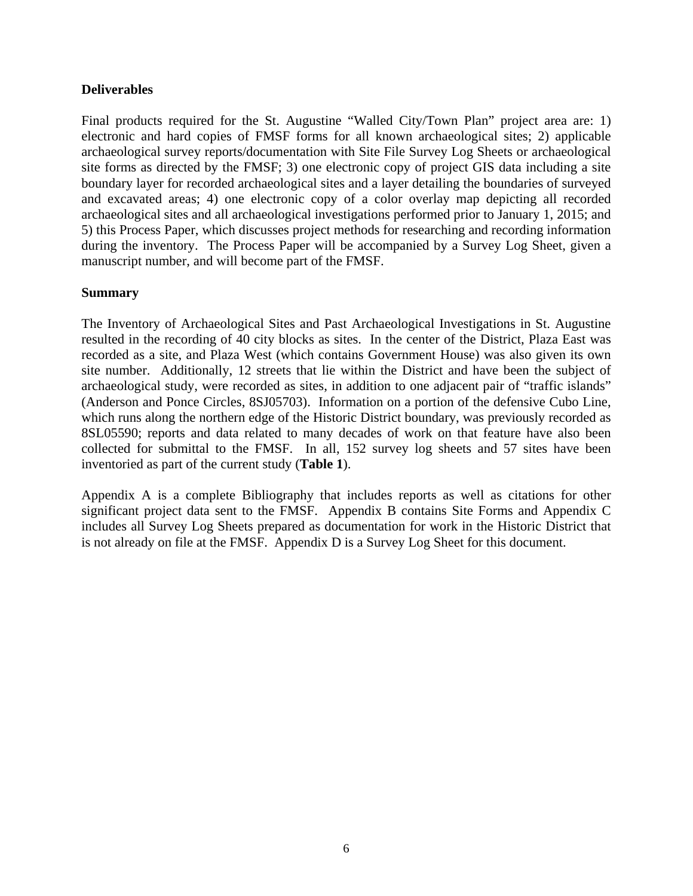## Deliverables

Final products required for the St. Augustine "Walled City/Town Plan" project area are: 1) electronic and hard copies of FMSF forms for all known archaeological sites; 2) applicable archaeological survey reports/documentation with Site File Survey Log Sheets or archaeological site forms as directed by the FMSF; 3) one electronic copy of project GIS data including a site boundary layer for recorded archaeological sites and a layer detailing the boundaries of surveyed and excavated areas; 4) one electronic copy of a color overlay map depicting all recorded archaeological sites and all archaeological investigations performed prior to January 1, 2015; and 5) this Process Paper, which discusses project methods for researching and recording information during the inventory. The Process Paper will be accompanied by a Survey Log Sheet, given a manuscript number, and will become part of the FMSF.

## Summary

The Inventory of Archaeological Sites and Past Archaeological Investigations in St. Augustine resulted in the recording of 40 city blocks as sites. In the center of the District, Plaza East was recorded as a site, and Plaza West (which contains Government House) was also given its own site number. Additionally, 12 streets that lie within the District and have been the subject of archaeological study, were recorded as sites, in addition to one adjacent pair of "traffic islands" (Anderson and Ponce Circles, 8SJ05703). Information on a portion of the defensive Cubo Line, which runs along the northern edge of the Historic District boundary, was previously recorded as 8SL05590; reports and data related to many decades of work on that feature have also been collected for submittal to the FMSF. In all, 152 survey log sheets and 57 sites have been inventoried as part of the current study (**Table 1**).

Appendix A is a complete Bibliography that includes reports as well as citations for other significant project data sent to the FMSF. Appendix B contains Site Forms and Appendix C includes all Survey Log Sheets prepared as documentation for work in the Historic District that is not already on file at the FMSF. Appendix D is a Survey Log Sheet for this document.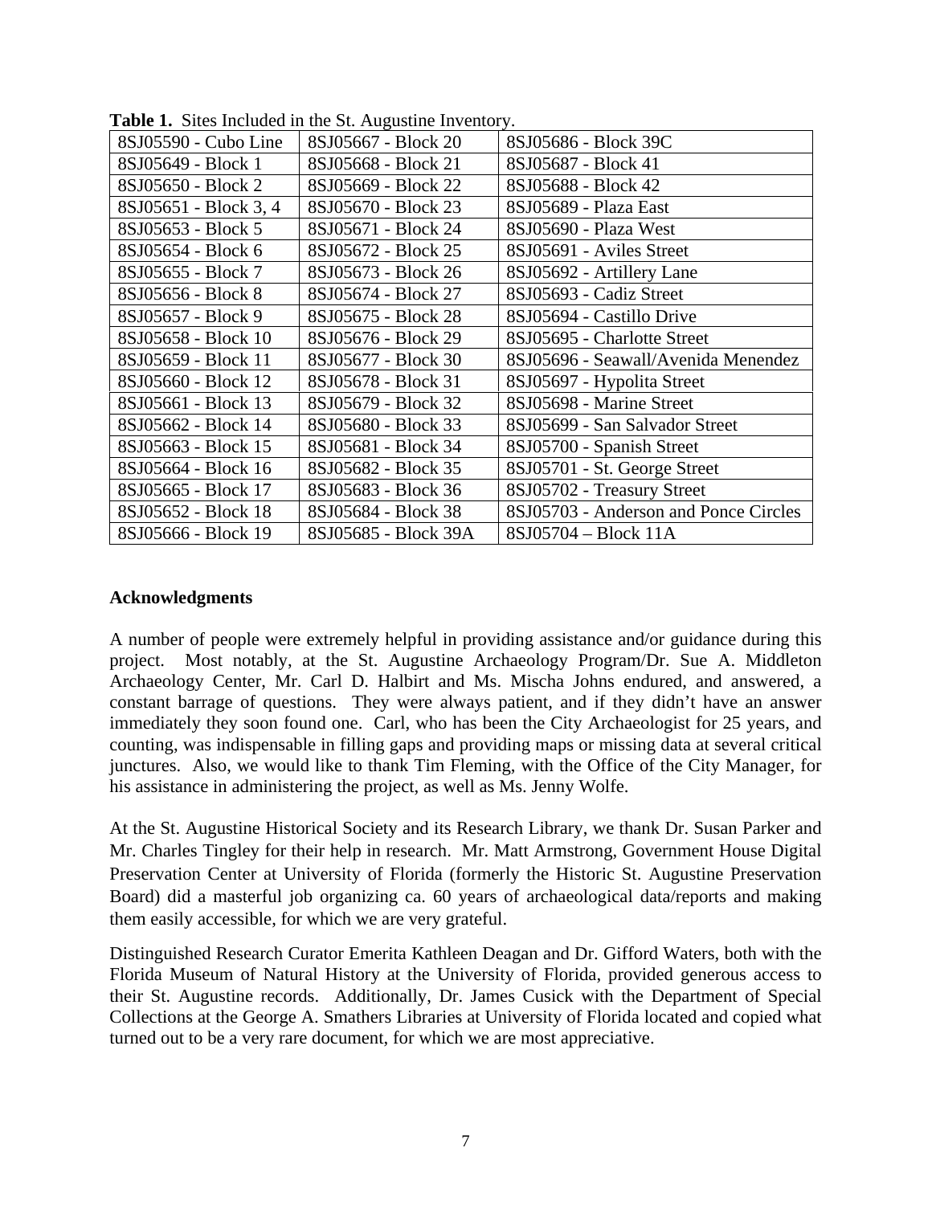**Table 1.** Sites Included in the St. Augustine Inventory.

| | | |
|---|---|---|
| 8SJ05590 - Cubo Line | 8SJ05667 - Block 20 | 8SJ05686 - Block 39C |
| 8SJ05649 - Block 1 | 8SJ05668 - Block 21 | 8SJ05687 - Block 41 |
| 8SJ05650 - Block 2 | 8SJ05669 - Block 22 | 8SJ05688 - Block 42 |
| 8SJ05651 - Block 3, 4 | 8SJ05670 - Block 23 | 8SJ05689 - Plaza East |
| 8SJ05653 - Block 5 | 8SJ05671 - Block 24 | 8SJ05690 - Plaza West |
| 8SJ05654 - Block 6 | 8SJ05672 - Block 25 | 8SJ05691 - Aviles Street |
| 8SJ05655 - Block 7 | 8SJ05673 - Block 26 | 8SJ05692 - Artillery Lane |
| 8SJ05656 - Block 8 | 8SJ05674 - Block 27 | 8SJ05693 - Cadiz Street |
| 8SJ05657 - Block 9 | 8SJ05675 - Block 28 | 8SJ05694 - Castillo Drive |
| 8SJ05658 - Block 10 | 8SJ05676 - Block 29 | 8SJ05695 - Charlotte Street |
| 8SJ05659 - Block 11 | 8SJ05677 - Block 30 | 8SJ05696 - Seawall/Avenida Menendez |
| 8SJ05660 - Block 12 | 8SJ05678 - Block 31 | 8SJ05697 - Hypolita Street |
| 8SJ05661 - Block 13 | 8SJ05679 - Block 32 | 8SJ05698 - Marine Street |
| 8SJ05662 - Block 14 | 8SJ05680 - Block 33 | 8SJ05699 - San Salvador Street |
| 8SJ05663 - Block 15 | 8SJ05681 - Block 34 | 8SJ05700 - Spanish Street |
| 8SJ05664 - Block 16 | 8SJ05682 - Block 35 | 8SJ05701 - St. George Street |
| 8SJ05665 - Block 17 | 8SJ05683 - Block 36 | 8SJ05702 - Treasury Street |
| 8SJ05652 - Block 18 | 8SJ05684 - Block 38 | 8SJ05703 - Anderson and Ponce Circles |
| 8SJ05666 - Block 19 | 8SJ05685 - Block 39A | 8SJ05704 – Block 11A |

**Acknowledgments**

A number of people were extremely helpful in providing assistance and/or guidance during this project. Most notably, at the St. Augustine Archaeology Program/Dr. Sue A. Middleton Archaeology Center, Mr. Carl D. Halbirt and Ms. Mischa Johns endured, and answered, a constant barrage of questions. They were always patient, and if they didn't have an answer immediately they soon found one. Carl, who has been the City Archaeologist for 25 years, and counting, was indispensable in filling gaps and providing maps or missing data at several critical junctures. Also, we would like to thank Tim Fleming, with the Office of the City Manager, for his assistance in administering the project, as well as Ms. Jenny Wolfe.

At the St. Augustine Historical Society and its Research Library, we thank Dr. Susan Parker and Mr. Charles Tingley for their help in research. Mr. Matt Armstrong, Government House Digital Preservation Center at University of Florida (formerly the Historic St. Augustine Preservation Board) did a masterful job organizing ca. 60 years of archaeological data/reports and making them easily accessible, for which we are very grateful.

Distinguished Research Curator Emerita Kathleen Deagan and Dr. Gifford Waters, both with the Florida Museum of Natural History at the University of Florida, provided generous access to their St. Augustine records. Additionally, Dr. James Cusick with the Department of Special Collections at the George A. Smathers Libraries at University of Florida located and copied what turned out to be a very rare document, for which we are most appreciative.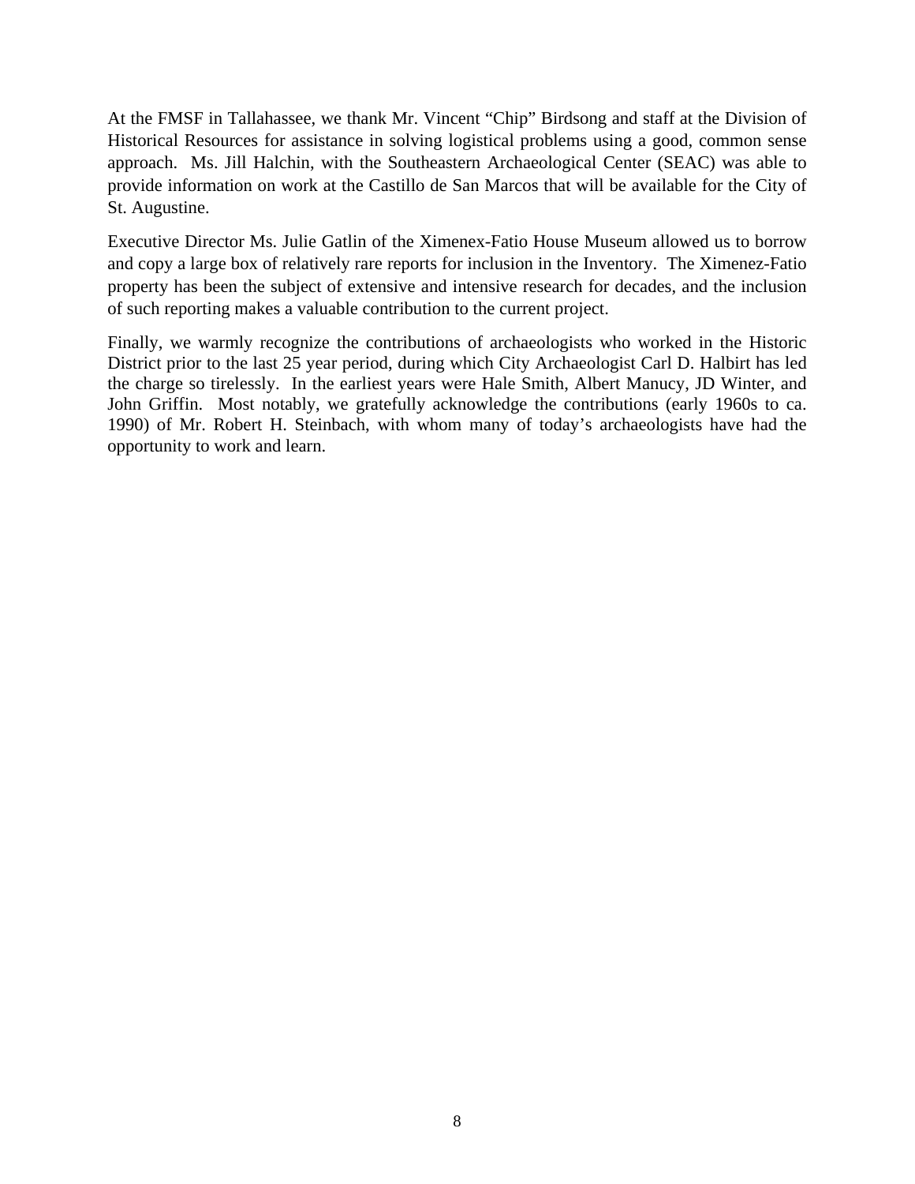At the FMSF in Tallahassee, we thank Mr. Vincent "Chip" Birdsong and staff at the Division of Historical Resources for assistance in solving logistical problems using a good, common sense approach. Ms. Jill Halchin, with the Southeastern Archaeological Center (SEAC) was able to provide information on work at the Castillo de San Marcos that will be available for the City of St. Augustine.

Executive Director Ms. Julie Gatlin of the Ximenex-Fatio House Museum allowed us to borrow and copy a large box of relatively rare reports for inclusion in the Inventory. The Ximenez-Fatio property has been the subject of extensive and intensive research for decades, and the inclusion of such reporting makes a valuable contribution to the current project.

Finally, we warmly recognize the contributions of archaeologists who worked in the Historic District prior to the last 25 year period, during which City Archaeologist Carl D. Halbirt has led the charge so tirelessly. In the earliest years were Hale Smith, Albert Manucy, JD Winter, and John Griffin. Most notably, we gratefully acknowledge the contributions (early 1960s to ca. 1990) of Mr. Robert H. Steinbach, with whom many of today's archaeologists have had the opportunity to work and learn.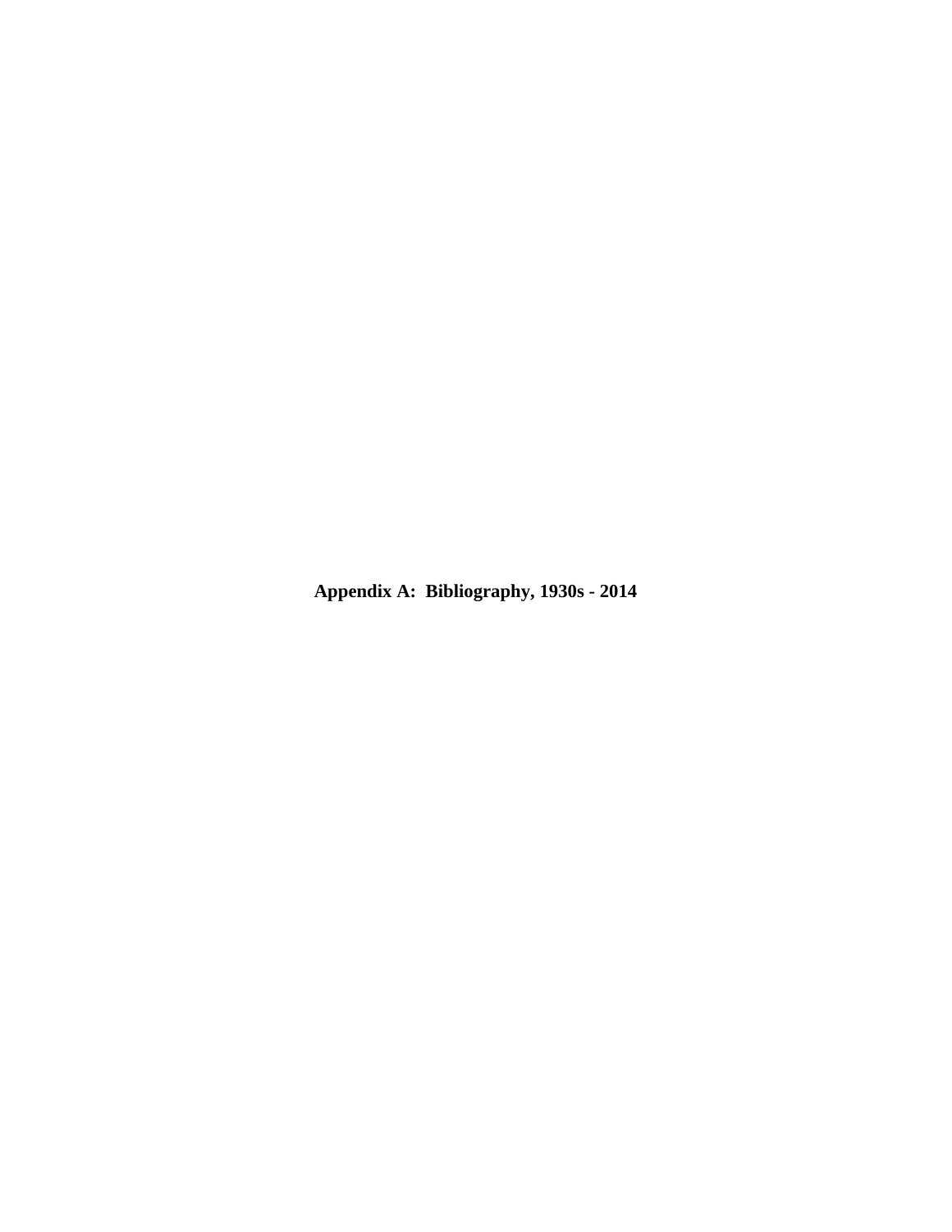# Appendix A: Bibliography, 1930s - 2014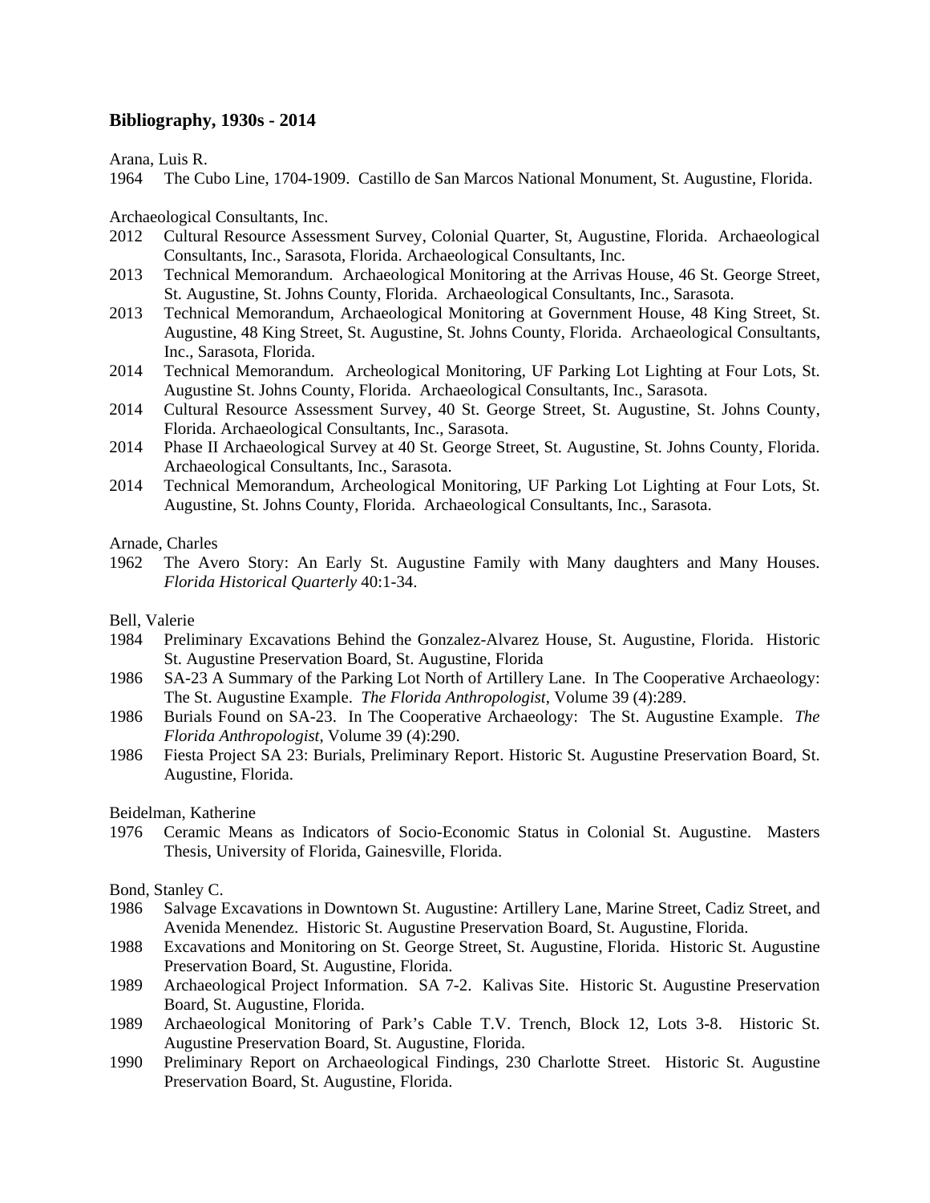**Bibliography, 1930s - 2014**

Arana, Luis R.

1964 The Cubo Line, 1704-1909. Castillo de San Marcos National Monument, St. Augustine, Florida.

Archaeological Consultants, Inc.

2012 Cultural Resource Assessment Survey, Colonial Quarter, St, Augustine, Florida. Archaeological Consultants, Inc., Sarasota, Florida. Archaeological Consultants, Inc.

2013 Technical Memorandum. Archaeological Monitoring at the Arrivas House, 46 St. George Street, St. Augustine, St. Johns County, Florida. Archaeological Consultants, Inc., Sarasota.

2013 Technical Memorandum, Archaeological Monitoring at Government House, 48 King Street, St. Augustine, 48 King Street, St. Augustine, St. Johns County, Florida. Archaeological Consultants, Inc., Sarasota, Florida.

2014 Technical Memorandum. Archeological Monitoring, UF Parking Lot Lighting at Four Lots, St. Augustine St. Johns County, Florida. Archaeological Consultants, Inc., Sarasota.

2014 Cultural Resource Assessment Survey, 40 St. George Street, St. Augustine, St. Johns County, Florida. Archaeological Consultants, Inc., Sarasota.

2014 Phase II Archaeological Survey at 40 St. George Street, St. Augustine, St. Johns County, Florida. Archaeological Consultants, Inc., Sarasota.

2014 Technical Memorandum, Archeological Monitoring, UF Parking Lot Lighting at Four Lots, St. Augustine, St. Johns County, Florida. Archaeological Consultants, Inc., Sarasota.

Arnade, Charles

1962 The Avero Story: An Early St. Augustine Family with Many daughters and Many Houses. *Florida Historical Quarterly* 40:1-34.

Bell, Valerie

1984 Preliminary Excavations Behind the Gonzalez-Alvarez House, St. Augustine, Florida. Historic St. Augustine Preservation Board, St. Augustine, Florida

1986 SA-23 A Summary of the Parking Lot North of Artillery Lane. In The Cooperative Archaeology: The St. Augustine Example. *The Florida Anthropologist*, Volume 39 (4):289.

1986 Burials Found on SA-23. In The Cooperative Archaeology: The St. Augustine Example. *The Florida Anthropologist*, Volume 39 (4):290.

1986 Fiesta Project SA 23: Burials, Preliminary Report. Historic St. Augustine Preservation Board, St. Augustine, Florida.

Beidelman, Katherine

1976 Ceramic Means as Indicators of Socio-Economic Status in Colonial St. Augustine. Masters Thesis, University of Florida, Gainesville, Florida.

Bond, Stanley C.

1986 Salvage Excavations in Downtown St. Augustine: Artillery Lane, Marine Street, Cadiz Street, and Avenida Menendez. Historic St. Augustine Preservation Board, St. Augustine, Florida.

1988 Excavations and Monitoring on St. George Street, St. Augustine, Florida. Historic St. Augustine Preservation Board, St. Augustine, Florida.

1989 Archaeological Project Information. SA 7-2. Kalivas Site. Historic St. Augustine Preservation Board, St. Augustine, Florida.

1989 Archaeological Monitoring of Park's Cable T.V. Trench, Block 12, Lots 3-8. Historic St. Augustine Preservation Board, St. Augustine, Florida.

1990 Preliminary Report on Archaeological Findings, 230 Charlotte Street. Historic St. Augustine Preservation Board, St. Augustine, Florida.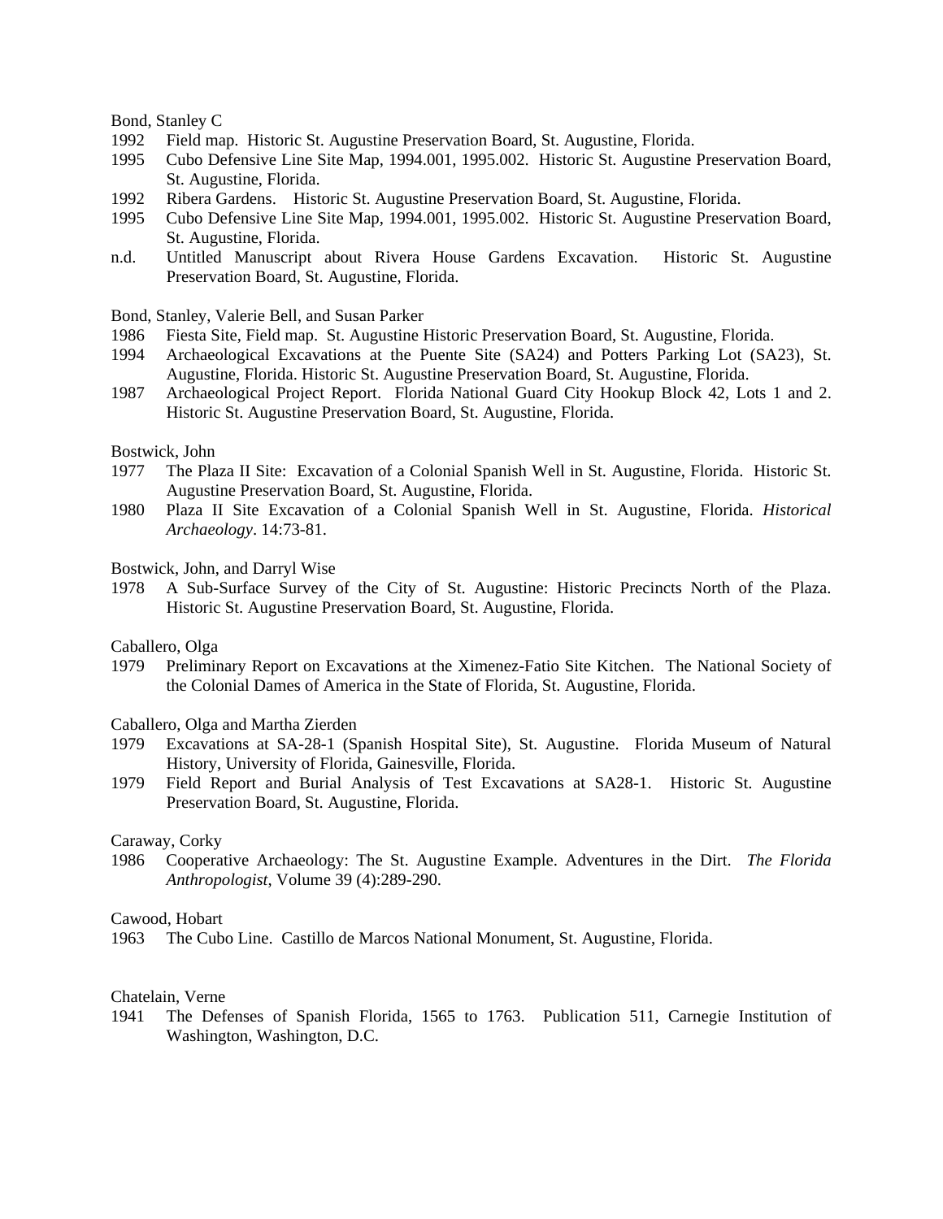Bond, Stanley C

1992 Field map. Historic St. Augustine Preservation Board, St. Augustine, Florida.

1995 Cubo Defensive Line Site Map, 1994.001, 1995.002. Historic St. Augustine Preservation Board, St. Augustine, Florida.

1992 Ribera Gardens. Historic St. Augustine Preservation Board, St. Augustine, Florida.

1995 Cubo Defensive Line Site Map, 1994.001, 1995.002. Historic St. Augustine Preservation Board, St. Augustine, Florida.

n.d. Untitled Manuscript about Rivera House Gardens Excavation. Historic St. Augustine Preservation Board, St. Augustine, Florida.

Bond, Stanley, Valerie Bell, and Susan Parker

1986 Fiesta Site, Field map. St. Augustine Historic Preservation Board, St. Augustine, Florida.

1994 Archaeological Excavations at the Puente Site (SA24) and Potters Parking Lot (SA23), St. Augustine, Florida. Historic St. Augustine Preservation Board, St. Augustine, Florida.

1987 Archaeological Project Report. Florida National Guard City Hookup Block 42, Lots 1 and 2. Historic St. Augustine Preservation Board, St. Augustine, Florida.

Bostwick, John

1977 The Plaza II Site: Excavation of a Colonial Spanish Well in St. Augustine, Florida. Historic St. Augustine Preservation Board, St. Augustine, Florida.

1980 Plaza II Site Excavation of a Colonial Spanish Well in St. Augustine, Florida. *Historical Archaeology*. 14:73-81.

Bostwick, John, and Darryl Wise

1978 A Sub-Surface Survey of the City of St. Augustine: Historic Precincts North of the Plaza. Historic St. Augustine Preservation Board, St. Augustine, Florida.

Caballero, Olga

1979 Preliminary Report on Excavations at the Ximenez-Fatio Site Kitchen. The National Society of the Colonial Dames of America in the State of Florida, St. Augustine, Florida.

Caballero, Olga and Martha Zierden

1979 Excavations at SA-28-1 (Spanish Hospital Site), St. Augustine. Florida Museum of Natural History, University of Florida, Gainesville, Florida.

1979 Field Report and Burial Analysis of Test Excavations at SA28-1. Historic St. Augustine Preservation Board, St. Augustine, Florida.

Caraway, Corky

1986 Cooperative Archaeology: The St. Augustine Example. Adventures in the Dirt. *The Florida Anthropologist*, Volume 39 (4):289-290.

Cawood, Hobart

1963 The Cubo Line. Castillo de Marcos National Monument, St. Augustine, Florida.

Chatelain, Verne

1941 The Defenses of Spanish Florida, 1565 to 1763. Publication 511, Carnegie Institution of Washington, Washington, D.C.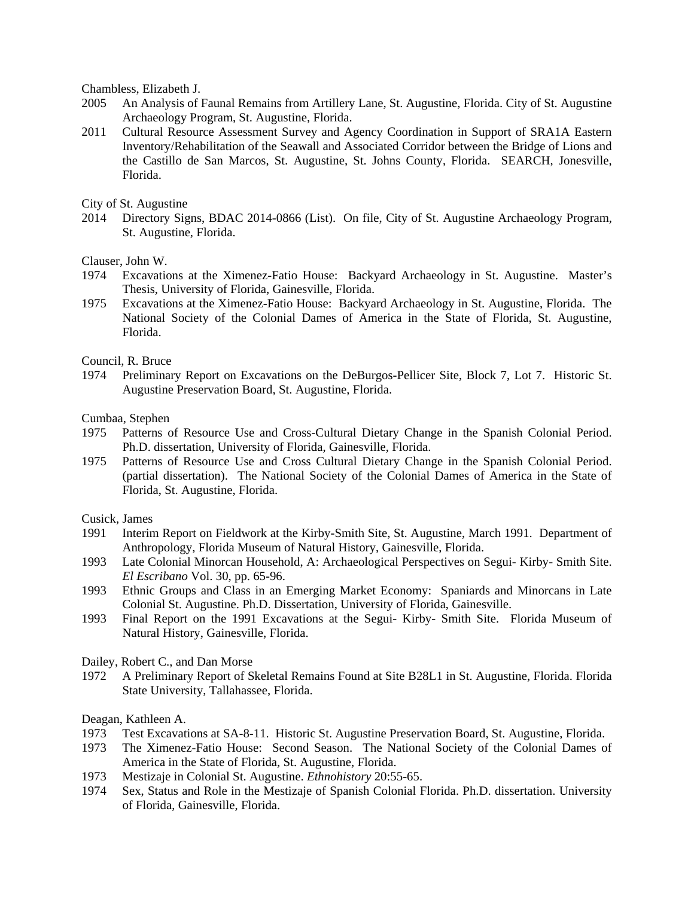Chambless, Elizabeth J.

2005 An Analysis of Faunal Remains from Artillery Lane, St. Augustine, Florida. City of St. Augustine Archaeology Program, St. Augustine, Florida.

2011 Cultural Resource Assessment Survey and Agency Coordination in Support of SRA1A Eastern Inventory/Rehabilitation of the Seawall and Associated Corridor between the Bridge of Lions and the Castillo de San Marcos, St. Augustine, St. Johns County, Florida. SEARCH, Jonesville, Florida.

City of St. Augustine

2014 Directory Signs, BDAC 2014-0866 (List). On file, City of St. Augustine Archaeology Program, St. Augustine, Florida.

Clauser, John W.

1974 Excavations at the Ximenez-Fatio House: Backyard Archaeology in St. Augustine. Master's Thesis, University of Florida, Gainesville, Florida.

1975 Excavations at the Ximenez-Fatio House: Backyard Archaeology in St. Augustine, Florida. The National Society of the Colonial Dames of America in the State of Florida, St. Augustine, Florida.

Council, R. Bruce

1974 Preliminary Report on Excavations on the DeBurgos-Pellicer Site, Block 7, Lot 7. Historic St. Augustine Preservation Board, St. Augustine, Florida.

Cumbaa, Stephen

1975 Patterns of Resource Use and Cross-Cultural Dietary Change in the Spanish Colonial Period. Ph.D. dissertation, University of Florida, Gainesville, Florida.

1975 Patterns of Resource Use and Cross Cultural Dietary Change in the Spanish Colonial Period. (partial dissertation). The National Society of the Colonial Dames of America in the State of Florida, St. Augustine, Florida.

Cusick, James

1991 Interim Report on Fieldwork at the Kirby-Smith Site, St. Augustine, March 1991. Department of Anthropology, Florida Museum of Natural History, Gainesville, Florida.

1993 Late Colonial Minorcan Household, A: Archaeological Perspectives on Segui- Kirby- Smith Site. *El Escribano* Vol. 30, pp. 65-96.

1993 Ethnic Groups and Class in an Emerging Market Economy: Spaniards and Minorcans in Late Colonial St. Augustine. Ph.D. Dissertation, University of Florida, Gainesville.

1993 Final Report on the 1991 Excavations at the Segui- Kirby- Smith Site. Florida Museum of Natural History, Gainesville, Florida.

Dailey, Robert C., and Dan Morse

1972 A Preliminary Report of Skeletal Remains Found at Site B28L1 in St. Augustine, Florida. Florida State University, Tallahassee, Florida.

Deagan, Kathleen A.

1973 Test Excavations at SA-8-11. Historic St. Augustine Preservation Board, St. Augustine, Florida.

1973 The Ximenez-Fatio House: Second Season. The National Society of the Colonial Dames of America in the State of Florida, St. Augustine, Florida.

1973 Mestizaje in Colonial St. Augustine. *Ethnohistory* 20:55-65.

1974 Sex, Status and Role in the Mestizaje of Spanish Colonial Florida. Ph.D. dissertation. University of Florida, Gainesville, Florida.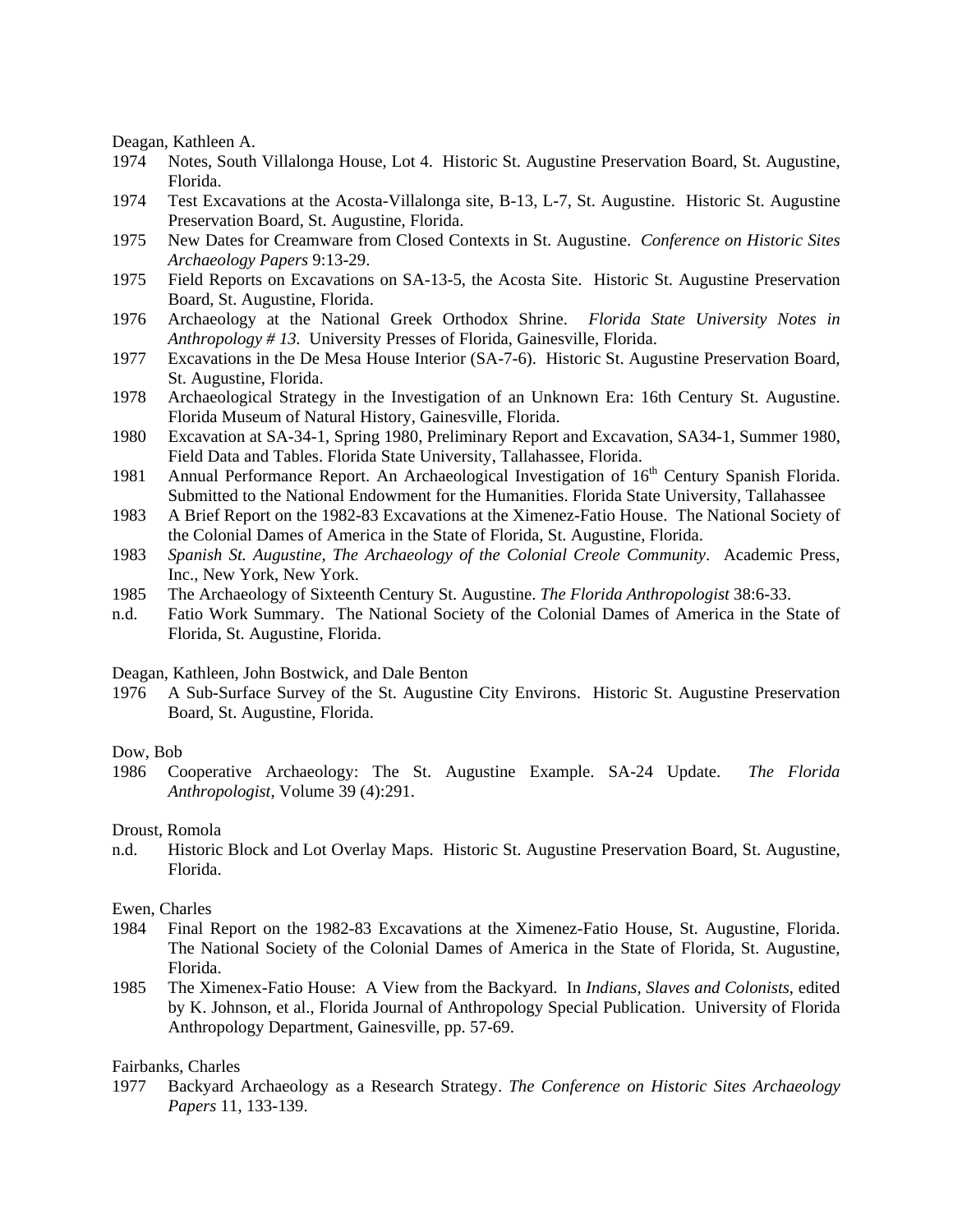Deagan, Kathleen A.

1974 Notes, South Villalonga House, Lot 4. Historic St. Augustine Preservation Board, St. Augustine, Florida.

1974 Test Excavations at the Acosta-Villalonga site, B-13, L-7, St. Augustine. Historic St. Augustine Preservation Board, St. Augustine, Florida.

1975 New Dates for Creamware from Closed Contexts in St. Augustine. *Conference on Historic Sites Archaeology Papers* 9:13-29.

1975 Field Reports on Excavations on SA-13-5, the Acosta Site. Historic St. Augustine Preservation Board, St. Augustine, Florida.

1976 Archaeology at the National Greek Orthodox Shrine. *Florida State University Notes in Anthropology # 13*. University Presses of Florida, Gainesville, Florida.

1977 Excavations in the De Mesa House Interior (SA-7-6). Historic St. Augustine Preservation Board, St. Augustine, Florida.

1978 Archaeological Strategy in the Investigation of an Unknown Era: 16th Century St. Augustine. Florida Museum of Natural History, Gainesville, Florida.

1980 Excavation at SA-34-1, Spring 1980, Preliminary Report and Excavation, SA34-1, Summer 1980, Field Data and Tables. Florida State University, Tallahassee, Florida.

1981 Annual Performance Report. An Archaeological Investigation of 16th Century Spanish Florida. Submitted to the National Endowment for the Humanities. Florida State University, Tallahassee

1983 A Brief Report on the 1982-83 Excavations at the Ximenez-Fatio House. The National Society of the Colonial Dames of America in the State of Florida, St. Augustine, Florida.

1983 *Spanish St. Augustine, The Archaeology of the Colonial Creole Community*. Academic Press, Inc., New York, New York.

1985 The Archaeology of Sixteenth Century St. Augustine. *The Florida Anthropologist* 38:6-33.

n.d. Fatio Work Summary. The National Society of the Colonial Dames of America in the State of Florida, St. Augustine, Florida.

Deagan, Kathleen, John Bostwick, and Dale Benton

1976 A Sub-Surface Survey of the St. Augustine City Environs. Historic St. Augustine Preservation Board, St. Augustine, Florida.

Dow, Bob

1986 Cooperative Archaeology: The St. Augustine Example. SA-24 Update. *The Florida Anthropologist*, Volume 39 (4):291.

Droust, Romola

n.d. Historic Block and Lot Overlay Maps. Historic St. Augustine Preservation Board, St. Augustine, Florida.

Ewen, Charles

1984 Final Report on the 1982-83 Excavations at the Ximenez-Fatio House, St. Augustine, Florida. The National Society of the Colonial Dames of America in the State of Florida, St. Augustine, Florida.

1985 The Ximenex-Fatio House: A View from the Backyard. In *Indians, Slaves and Colonists*, edited by K. Johnson, et al., Florida Journal of Anthropology Special Publication. University of Florida Anthropology Department, Gainesville, pp. 57-69.

Fairbanks, Charles

1977 Backyard Archaeology as a Research Strategy. *The Conference on Historic Sites Archaeology Papers* 11, 133-139.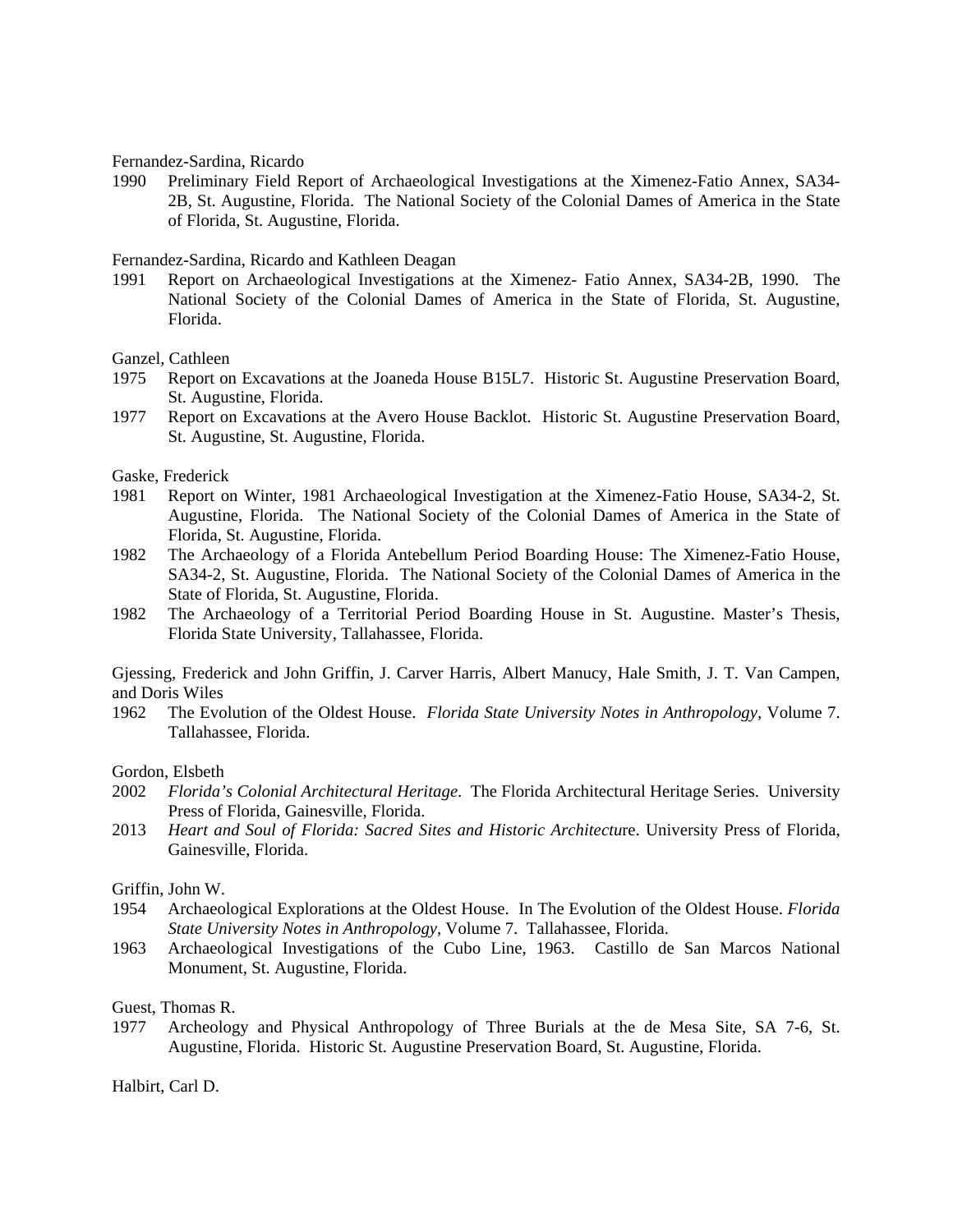Fernandez-Sardina, Ricardo

1990 Preliminary Field Report of Archaeological Investigations at the Ximenez-Fatio Annex, SA34-2B, St. Augustine, Florida. The National Society of the Colonial Dames of America in the State of Florida, St. Augustine, Florida.

Fernandez-Sardina, Ricardo and Kathleen Deagan

1991 Report on Archaeological Investigations at the Ximenez- Fatio Annex, SA34-2B, 1990. The National Society of the Colonial Dames of America in the State of Florida, St. Augustine, Florida.

Ganzel, Cathleen

1975 Report on Excavations at the Joaneda House B15L7. Historic St. Augustine Preservation Board, St. Augustine, Florida.

1977 Report on Excavations at the Avero House Backlot. Historic St. Augustine Preservation Board, St. Augustine, St. Augustine, Florida.

Gaske, Frederick

1981 Report on Winter, 1981 Archaeological Investigation at the Ximenez-Fatio House, SA34-2, St. Augustine, Florida. The National Society of the Colonial Dames of America in the State of Florida, St. Augustine, Florida.

1982 The Archaeology of a Florida Antebellum Period Boarding House: The Ximenez-Fatio House, SA34-2, St. Augustine, Florida. The National Society of the Colonial Dames of America in the State of Florida, St. Augustine, Florida.

1982 The Archaeology of a Territorial Period Boarding House in St. Augustine. Master's Thesis, Florida State University, Tallahassee, Florida.

Gjessing, Frederick and John Griffin, J. Carver Harris, Albert Manucy, Hale Smith, J. T. Van Campen, and Doris Wiles

1962 The Evolution of the Oldest House. *Florida State University Notes in Anthropology*, Volume 7. Tallahassee, Florida.

Gordon, Elsbeth

2002 *Florida's Colonial Architectural Heritage*. The Florida Architectural Heritage Series. University Press of Florida, Gainesville, Florida.

2013 *Heart and Soul of Florida: Sacred Sites and Historic Architectu*re. University Press of Florida, Gainesville, Florida.

Griffin, John W.

1954 Archaeological Explorations at the Oldest House. In The Evolution of the Oldest House. *Florida State University Notes in Anthropology*, Volume 7. Tallahassee, Florida.

1963 Archaeological Investigations of the Cubo Line, 1963. Castillo de San Marcos National Monument, St. Augustine, Florida.

Guest, Thomas R.

1977 Archeology and Physical Anthropology of Three Burials at the de Mesa Site, SA 7-6, St. Augustine, Florida. Historic St. Augustine Preservation Board, St. Augustine, Florida.

Halbirt, Carl D.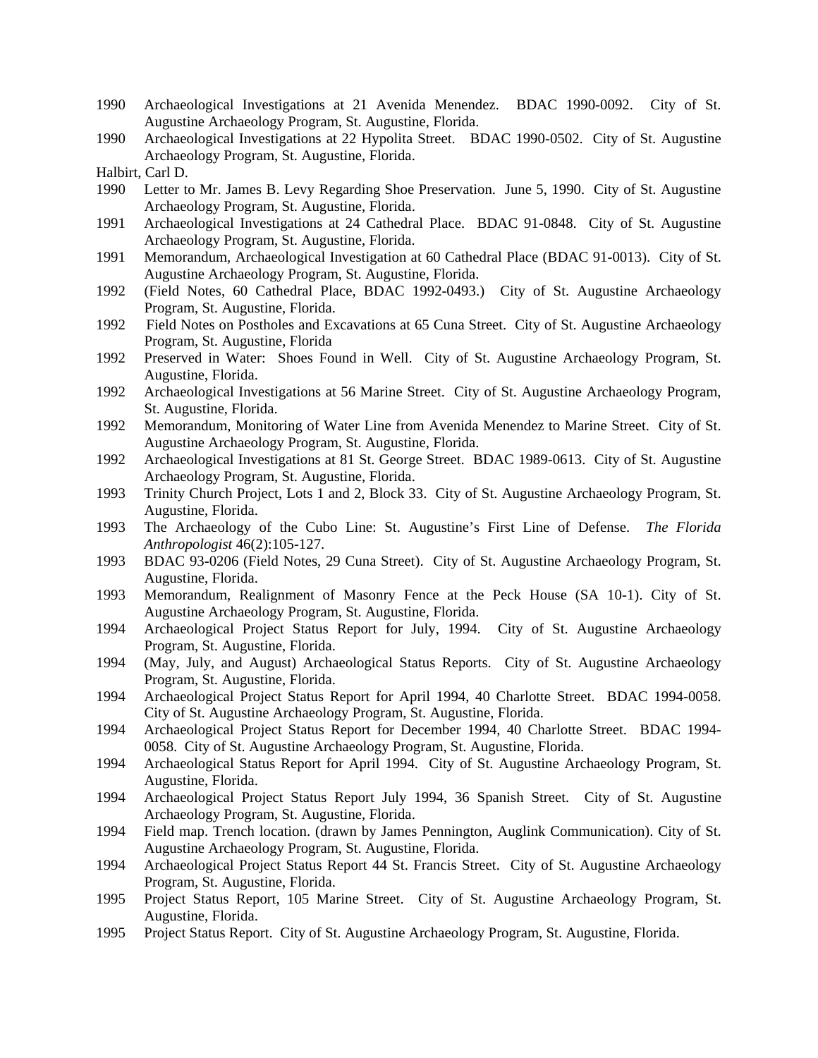1990 Archaeological Investigations at 21 Avenida Menendez. BDAC 1990-0092. City of St. Augustine Archaeology Program, St. Augustine, Florida.

1990 Archaeological Investigations at 22 Hypolita Street. BDAC 1990-0502. City of St. Augustine Archaeology Program, St. Augustine, Florida.

Halbirt, Carl D.

1990 Letter to Mr. James B. Levy Regarding Shoe Preservation. June 5, 1990. City of St. Augustine Archaeology Program, St. Augustine, Florida.

1991 Archaeological Investigations at 24 Cathedral Place. BDAC 91-0848. City of St. Augustine Archaeology Program, St. Augustine, Florida.

1991 Memorandum, Archaeological Investigation at 60 Cathedral Place (BDAC 91-0013). City of St. Augustine Archaeology Program, St. Augustine, Florida.

1992 (Field Notes, 60 Cathedral Place, BDAC 1992-0493.) City of St. Augustine Archaeology Program, St. Augustine, Florida.

1992 Field Notes on Postholes and Excavations at 65 Cuna Street. City of St. Augustine Archaeology Program, St. Augustine, Florida

1992 Preserved in Water: Shoes Found in Well. City of St. Augustine Archaeology Program, St. Augustine, Florida.

1992 Archaeological Investigations at 56 Marine Street. City of St. Augustine Archaeology Program, St. Augustine, Florida.

1992 Memorandum, Monitoring of Water Line from Avenida Menendez to Marine Street. City of St. Augustine Archaeology Program, St. Augustine, Florida.

1992 Archaeological Investigations at 81 St. George Street. BDAC 1989-0613. City of St. Augustine Archaeology Program, St. Augustine, Florida.

1993 Trinity Church Project, Lots 1 and 2, Block 33. City of St. Augustine Archaeology Program, St. Augustine, Florida.

1993 The Archaeology of the Cubo Line: St. Augustine's First Line of Defense. *The Florida Anthropologist* 46(2):105-127.

1993 BDAC 93-0206 (Field Notes, 29 Cuna Street). City of St. Augustine Archaeology Program, St. Augustine, Florida.

1993 Memorandum, Realignment of Masonry Fence at the Peck House (SA 10-1). City of St. Augustine Archaeology Program, St. Augustine, Florida.

1994 Archaeological Project Status Report for July, 1994. City of St. Augustine Archaeology Program, St. Augustine, Florida.

1994 (May, July, and August) Archaeological Status Reports. City of St. Augustine Archaeology Program, St. Augustine, Florida.

1994 Archaeological Project Status Report for April 1994, 40 Charlotte Street. BDAC 1994-0058. City of St. Augustine Archaeology Program, St. Augustine, Florida.

1994 Archaeological Project Status Report for December 1994, 40 Charlotte Street. BDAC 1994-0058. City of St. Augustine Archaeology Program, St. Augustine, Florida.

1994 Archaeological Status Report for April 1994. City of St. Augustine Archaeology Program, St. Augustine, Florida.

1994 Archaeological Project Status Report July 1994, 36 Spanish Street. City of St. Augustine Archaeology Program, St. Augustine, Florida.

1994 Field map. Trench location. (drawn by James Pennington, Auglink Communication). City of St. Augustine Archaeology Program, St. Augustine, Florida.

1994 Archaeological Project Status Report 44 St. Francis Street. City of St. Augustine Archaeology Program, St. Augustine, Florida.

1995 Project Status Report, 105 Marine Street. City of St. Augustine Archaeology Program, St. Augustine, Florida.

1995 Project Status Report. City of St. Augustine Archaeology Program, St. Augustine, Florida.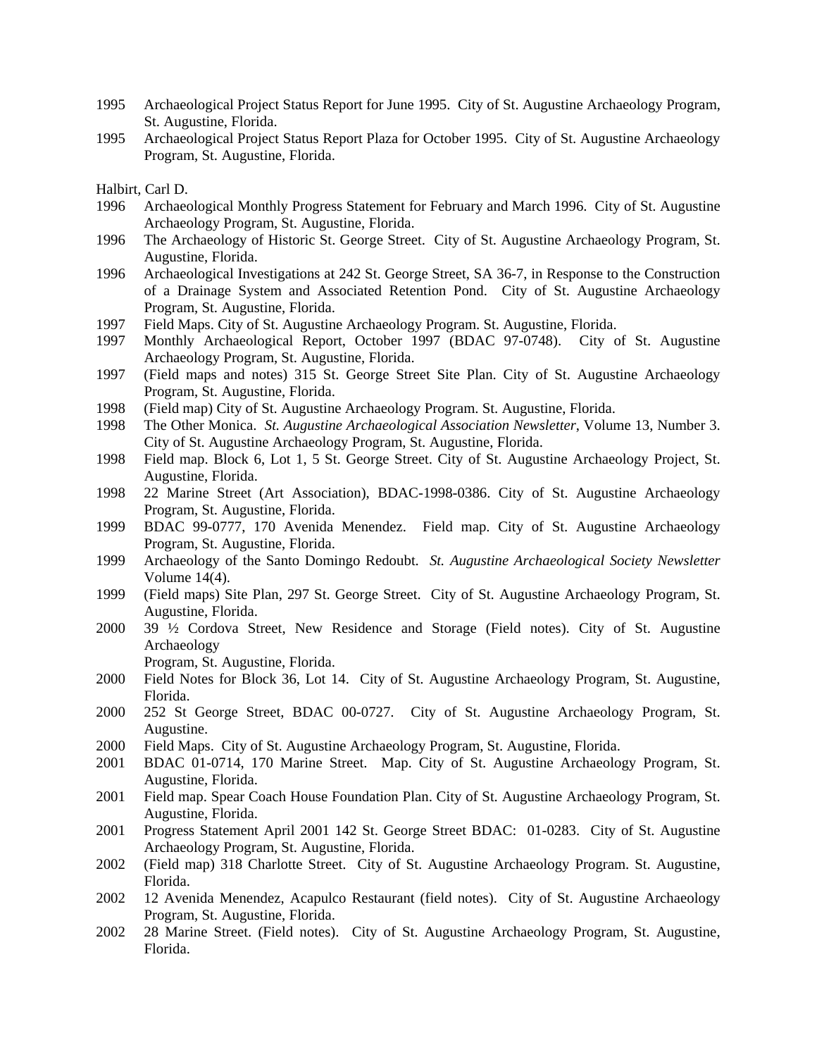1995 Archaeological Project Status Report for June 1995. City of St. Augustine Archaeology Program, St. Augustine, Florida.

1995 Archaeological Project Status Report Plaza for October 1995. City of St. Augustine Archaeology Program, St. Augustine, Florida.

Halbirt, Carl D.

1996 Archaeological Monthly Progress Statement for February and March 1996. City of St. Augustine Archaeology Program, St. Augustine, Florida.

1996 The Archaeology of Historic St. George Street. City of St. Augustine Archaeology Program, St. Augustine, Florida.

1996 Archaeological Investigations at 242 St. George Street, SA 36-7, in Response to the Construction of a Drainage System and Associated Retention Pond. City of St. Augustine Archaeology Program, St. Augustine, Florida.

1997 Field Maps. City of St. Augustine Archaeology Program. St. Augustine, Florida.

1997 Monthly Archaeological Report, October 1997 (BDAC 97-0748). City of St. Augustine Archaeology Program, St. Augustine, Florida.

1997 (Field maps and notes) 315 St. George Street Site Plan. City of St. Augustine Archaeology Program, St. Augustine, Florida.

1998 (Field map) City of St. Augustine Archaeology Program. St. Augustine, Florida.

1998 The Other Monica. *St. Augustine Archaeological Association Newsletter*, Volume 13, Number 3. City of St. Augustine Archaeology Program, St. Augustine, Florida.

1998 Field map. Block 6, Lot 1, 5 St. George Street. City of St. Augustine Archaeology Project, St. Augustine, Florida.

1998 22 Marine Street (Art Association), BDAC-1998-0386. City of St. Augustine Archaeology Program, St. Augustine, Florida.

1999 BDAC 99-0777, 170 Avenida Menendez. Field map. City of St. Augustine Archaeology Program, St. Augustine, Florida.

1999 Archaeology of the Santo Domingo Redoubt. *St. Augustine Archaeological Society Newsletter* Volume 14(4).

1999 (Field maps) Site Plan, 297 St. George Street. City of St. Augustine Archaeology Program, St. Augustine, Florida.

2000 39 ½ Cordova Street, New Residence and Storage (Field notes). City of St. Augustine Archaeology
Program, St. Augustine, Florida.

2000 Field Notes for Block 36, Lot 14. City of St. Augustine Archaeology Program, St. Augustine, Florida.

2000 252 St George Street, BDAC 00-0727. City of St. Augustine Archaeology Program, St. Augustine.

2000 Field Maps. City of St. Augustine Archaeology Program, St. Augustine, Florida.

2001 BDAC 01-0714, 170 Marine Street. Map. City of St. Augustine Archaeology Program, St. Augustine, Florida.

2001 Field map. Spear Coach House Foundation Plan. City of St. Augustine Archaeology Program, St. Augustine, Florida.

2001 Progress Statement April 2001 142 St. George Street BDAC: 01-0283. City of St. Augustine Archaeology Program, St. Augustine, Florida.

2002 (Field map) 318 Charlotte Street. City of St. Augustine Archaeology Program. St. Augustine, Florida.

2002 12 Avenida Menendez, Acapulco Restaurant (field notes). City of St. Augustine Archaeology Program, St. Augustine, Florida.

2002 28 Marine Street. (Field notes). City of St. Augustine Archaeology Program, St. Augustine, Florida.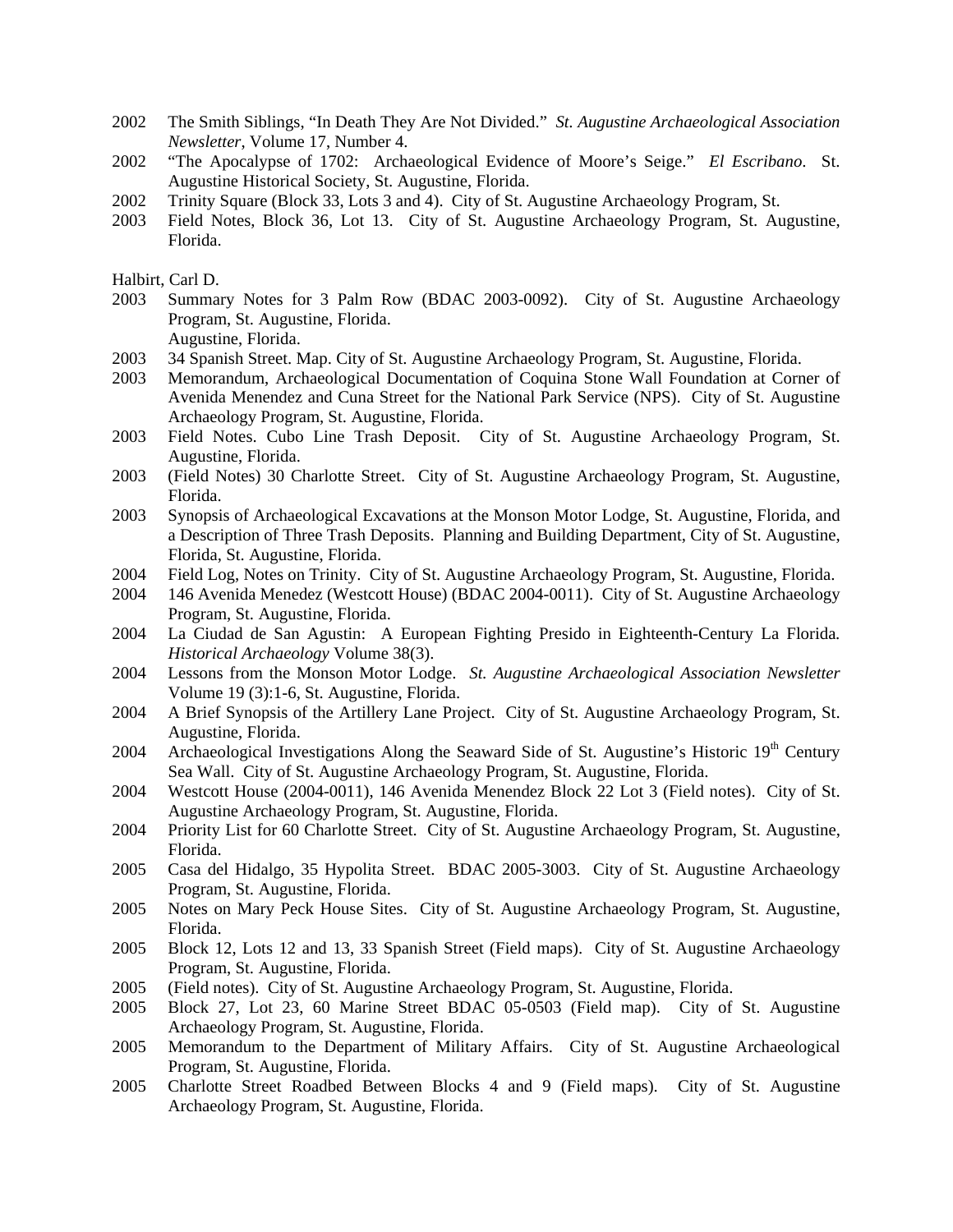2002 The Smith Siblings, "In Death They Are Not Divided." *St. Augustine Archaeological Association Newsletter*, Volume 17, Number 4.

2002 "The Apocalypse of 1702: Archaeological Evidence of Moore's Seige." *El Escribano*. St. Augustine Historical Society, St. Augustine, Florida.

2002 Trinity Square (Block 33, Lots 3 and 4). City of St. Augustine Archaeology Program, St.

2003 Field Notes, Block 36, Lot 13. City of St. Augustine Archaeology Program, St. Augustine, Florida.

Halbirt, Carl D.

2003 Summary Notes for 3 Palm Row (BDAC 2003-0092). City of St. Augustine Archaeology Program, St. Augustine, Florida.
Augustine, Florida.

2003 34 Spanish Street. Map. City of St. Augustine Archaeology Program, St. Augustine, Florida.

2003 Memorandum, Archaeological Documentation of Coquina Stone Wall Foundation at Corner of Avenida Menendez and Cuna Street for the National Park Service (NPS). City of St. Augustine Archaeology Program, St. Augustine, Florida.

2003 Field Notes. Cubo Line Trash Deposit. City of St. Augustine Archaeology Program, St. Augustine, Florida.

2003 (Field Notes) 30 Charlotte Street. City of St. Augustine Archaeology Program, St. Augustine, Florida.

2003 Synopsis of Archaeological Excavations at the Monson Motor Lodge, St. Augustine, Florida, and a Description of Three Trash Deposits. Planning and Building Department, City of St. Augustine, Florida, St. Augustine, Florida.

2004 Field Log, Notes on Trinity. City of St. Augustine Archaeology Program, St. Augustine, Florida.

2004 146 Avenida Menedez (Westcott House) (BDAC 2004-0011). City of St. Augustine Archaeology Program, St. Augustine, Florida.

2004 La Ciudad de San Agustin: A European Fighting Presido in Eighteenth-Century La Florida. *Historical Archaeology* Volume 38(3).

2004 Lessons from the Monson Motor Lodge. *St. Augustine Archaeological Association Newsletter* Volume 19 (3):1-6, St. Augustine, Florida.

2004 A Brief Synopsis of the Artillery Lane Project. City of St. Augustine Archaeology Program, St. Augustine, Florida.

2004 Archaeological Investigations Along the Seaward Side of St. Augustine's Historic 19th Century Sea Wall. City of St. Augustine Archaeology Program, St. Augustine, Florida.

2004 Westcott House (2004-0011), 146 Avenida Menendez Block 22 Lot 3 (Field notes). City of St. Augustine Archaeology Program, St. Augustine, Florida.

2004 Priority List for 60 Charlotte Street. City of St. Augustine Archaeology Program, St. Augustine, Florida.

2005 Casa del Hidalgo, 35 Hypolita Street. BDAC 2005-3003. City of St. Augustine Archaeology Program, St. Augustine, Florida.

2005 Notes on Mary Peck House Sites. City of St. Augustine Archaeology Program, St. Augustine, Florida.

2005 Block 12, Lots 12 and 13, 33 Spanish Street (Field maps). City of St. Augustine Archaeology Program, St. Augustine, Florida.

2005 (Field notes). City of St. Augustine Archaeology Program, St. Augustine, Florida.

2005 Block 27, Lot 23, 60 Marine Street BDAC 05-0503 (Field map). City of St. Augustine Archaeology Program, St. Augustine, Florida.

2005 Memorandum to the Department of Military Affairs. City of St. Augustine Archaeological Program, St. Augustine, Florida.

2005 Charlotte Street Roadbed Between Blocks 4 and 9 (Field maps). City of St. Augustine Archaeology Program, St. Augustine, Florida.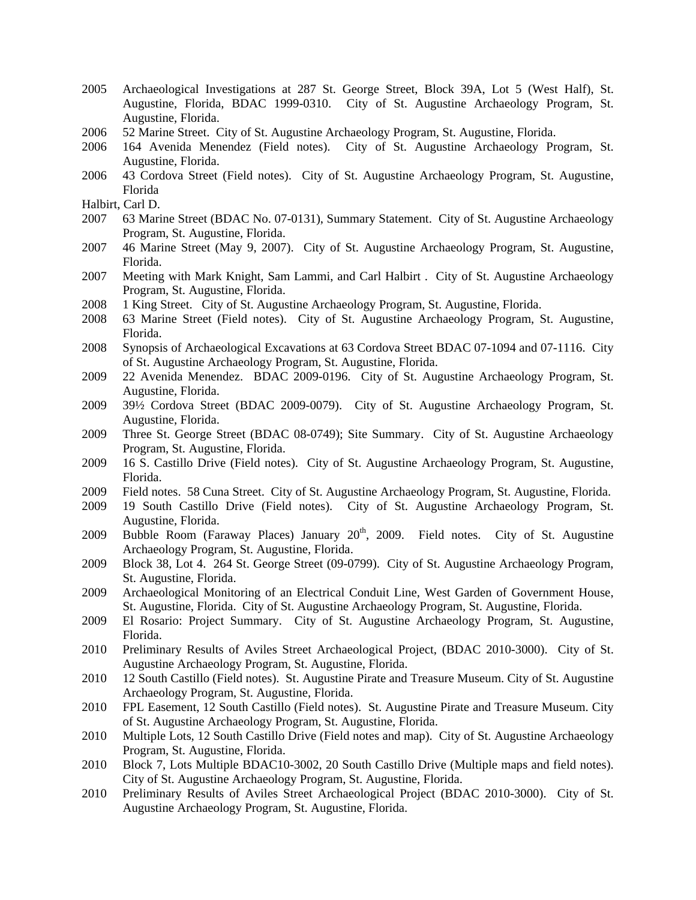2005 Archaeological Investigations at 287 St. George Street, Block 39A, Lot 5 (West Half), St. Augustine, Florida, BDAC 1999-0310. City of St. Augustine Archaeology Program, St. Augustine, Florida.

2006 52 Marine Street. City of St. Augustine Archaeology Program, St. Augustine, Florida.

2006 164 Avenida Menendez (Field notes). City of St. Augustine Archaeology Program, St. Augustine, Florida.

2006 43 Cordova Street (Field notes). City of St. Augustine Archaeology Program, St. Augustine, Florida

Halbirt, Carl D.

2007 63 Marine Street (BDAC No. 07-0131), Summary Statement. City of St. Augustine Archaeology Program, St. Augustine, Florida.

2007 46 Marine Street (May 9, 2007). City of St. Augustine Archaeology Program, St. Augustine, Florida.

2007 Meeting with Mark Knight, Sam Lammi, and Carl Halbirt . City of St. Augustine Archaeology Program, St. Augustine, Florida.

2008 1 King Street. City of St. Augustine Archaeology Program, St. Augustine, Florida.

2008 63 Marine Street (Field notes). City of St. Augustine Archaeology Program, St. Augustine, Florida.

2008 Synopsis of Archaeological Excavations at 63 Cordova Street BDAC 07-1094 and 07-1116. City of St. Augustine Archaeology Program, St. Augustine, Florida.

2009 22 Avenida Menendez. BDAC 2009-0196. City of St. Augustine Archaeology Program, St. Augustine, Florida.

2009 39½ Cordova Street (BDAC 2009-0079). City of St. Augustine Archaeology Program, St. Augustine, Florida.

2009 Three St. George Street (BDAC 08-0749); Site Summary. City of St. Augustine Archaeology Program, St. Augustine, Florida.

2009 16 S. Castillo Drive (Field notes). City of St. Augustine Archaeology Program, St. Augustine, Florida.

2009 Field notes. 58 Cuna Street. City of St. Augustine Archaeology Program, St. Augustine, Florida.

2009 19 South Castillo Drive (Field notes). City of St. Augustine Archaeology Program, St. Augustine, Florida.

2009 Bubble Room (Faraway Places) January 20th, 2009. Field notes. City of St. Augustine Archaeology Program, St. Augustine, Florida.

2009 Block 38, Lot 4. 264 St. George Street (09-0799). City of St. Augustine Archaeology Program, St. Augustine, Florida.

2009 Archaeological Monitoring of an Electrical Conduit Line, West Garden of Government House, St. Augustine, Florida. City of St. Augustine Archaeology Program, St. Augustine, Florida.

2009 El Rosario: Project Summary. City of St. Augustine Archaeology Program, St. Augustine, Florida.

2010 Preliminary Results of Aviles Street Archaeological Project, (BDAC 2010-3000). City of St. Augustine Archaeology Program, St. Augustine, Florida.

2010 12 South Castillo (Field notes). St. Augustine Pirate and Treasure Museum. City of St. Augustine Archaeology Program, St. Augustine, Florida.

2010 FPL Easement, 12 South Castillo (Field notes). St. Augustine Pirate and Treasure Museum. City of St. Augustine Archaeology Program, St. Augustine, Florida.

2010 Multiple Lots, 12 South Castillo Drive (Field notes and map). City of St. Augustine Archaeology Program, St. Augustine, Florida.

2010 Block 7, Lots Multiple BDAC10-3002, 20 South Castillo Drive (Multiple maps and field notes). City of St. Augustine Archaeology Program, St. Augustine, Florida.

2010 Preliminary Results of Aviles Street Archaeological Project (BDAC 2010-3000). City of St. Augustine Archaeology Program, St. Augustine, Florida.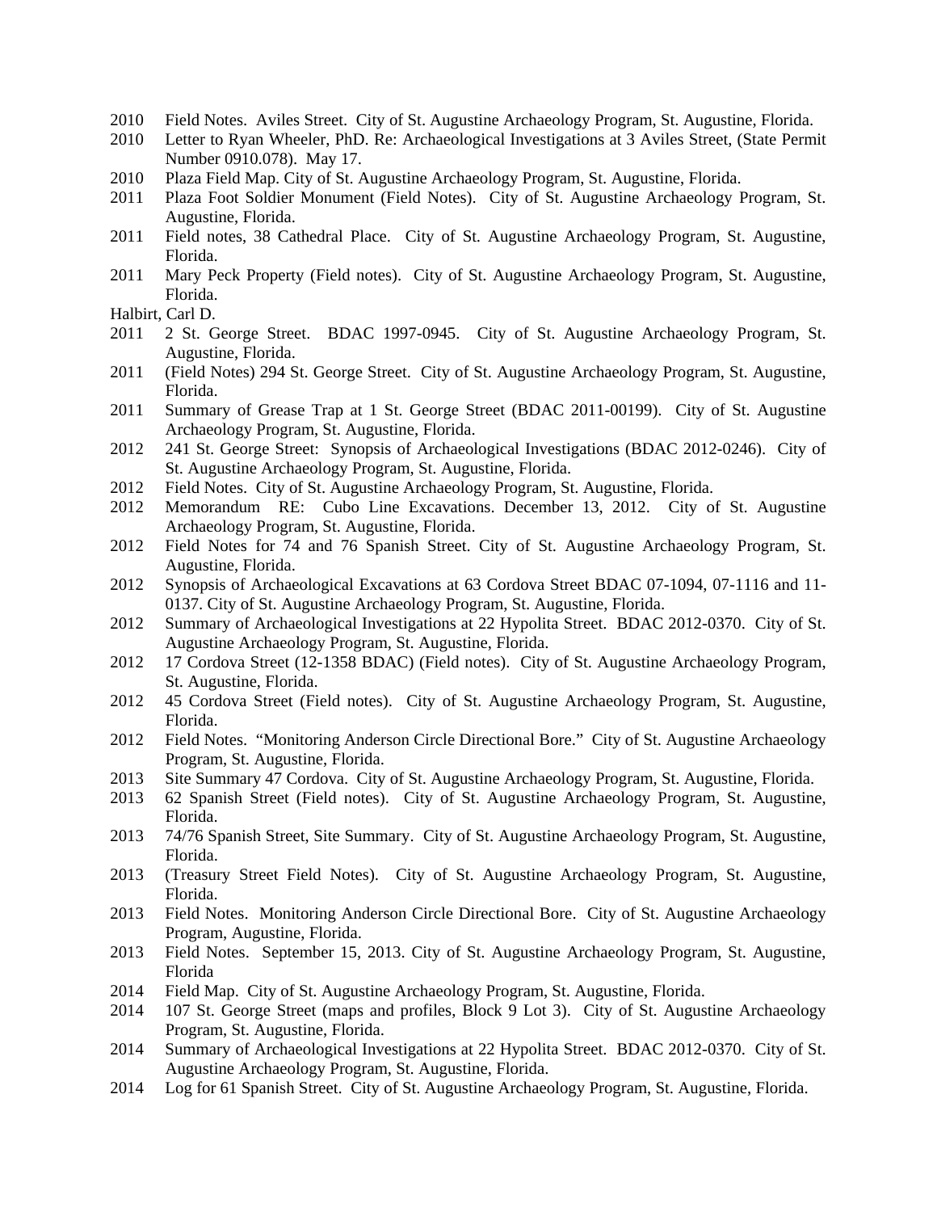2010 Field Notes. Aviles Street. City of St. Augustine Archaeology Program, St. Augustine, Florida.

2010 Letter to Ryan Wheeler, PhD. Re: Archaeological Investigations at 3 Aviles Street, (State Permit Number 0910.078). May 17.

2010 Plaza Field Map. City of St. Augustine Archaeology Program, St. Augustine, Florida.

2011 Plaza Foot Soldier Monument (Field Notes). City of St. Augustine Archaeology Program, St. Augustine, Florida.

2011 Field notes, 38 Cathedral Place. City of St. Augustine Archaeology Program, St. Augustine, Florida.

2011 Mary Peck Property (Field notes). City of St. Augustine Archaeology Program, St. Augustine, Florida.

Halbirt, Carl D.

2011 2 St. George Street. BDAC 1997-0945. City of St. Augustine Archaeology Program, St. Augustine, Florida.

2011 (Field Notes) 294 St. George Street. City of St. Augustine Archaeology Program, St. Augustine, Florida.

2011 Summary of Grease Trap at 1 St. George Street (BDAC 2011-00199). City of St. Augustine Archaeology Program, St. Augustine, Florida.

2012 241 St. George Street: Synopsis of Archaeological Investigations (BDAC 2012-0246). City of St. Augustine Archaeology Program, St. Augustine, Florida.

2012 Field Notes. City of St. Augustine Archaeology Program, St. Augustine, Florida.

2012 Memorandum RE: Cubo Line Excavations. December 13, 2012. City of St. Augustine Archaeology Program, St. Augustine, Florida.

2012 Field Notes for 74 and 76 Spanish Street. City of St. Augustine Archaeology Program, St. Augustine, Florida.

2012 Synopsis of Archaeological Excavations at 63 Cordova Street BDAC 07-1094, 07-1116 and 11-0137. City of St. Augustine Archaeology Program, St. Augustine, Florida.

2012 Summary of Archaeological Investigations at 22 Hypolita Street. BDAC 2012-0370. City of St. Augustine Archaeology Program, St. Augustine, Florida.

2012 17 Cordova Street (12-1358 BDAC) (Field notes). City of St. Augustine Archaeology Program, St. Augustine, Florida.

2012 45 Cordova Street (Field notes). City of St. Augustine Archaeology Program, St. Augustine, Florida.

2012 Field Notes. "Monitoring Anderson Circle Directional Bore." City of St. Augustine Archaeology Program, St. Augustine, Florida.

2013 Site Summary 47 Cordova. City of St. Augustine Archaeology Program, St. Augustine, Florida.

2013 62 Spanish Street (Field notes). City of St. Augustine Archaeology Program, St. Augustine, Florida.

2013 74/76 Spanish Street, Site Summary. City of St. Augustine Archaeology Program, St. Augustine, Florida.

2013 (Treasury Street Field Notes). City of St. Augustine Archaeology Program, St. Augustine, Florida.

2013 Field Notes. Monitoring Anderson Circle Directional Bore. City of St. Augustine Archaeology Program, Augustine, Florida.

2013 Field Notes. September 15, 2013. City of St. Augustine Archaeology Program, St. Augustine, Florida

2014 Field Map. City of St. Augustine Archaeology Program, St. Augustine, Florida.

2014 107 St. George Street (maps and profiles, Block 9 Lot 3). City of St. Augustine Archaeology Program, St. Augustine, Florida.

2014 Summary of Archaeological Investigations at 22 Hypolita Street. BDAC 2012-0370. City of St. Augustine Archaeology Program, St. Augustine, Florida.

2014 Log for 61 Spanish Street. City of St. Augustine Archaeology Program, St. Augustine, Florida.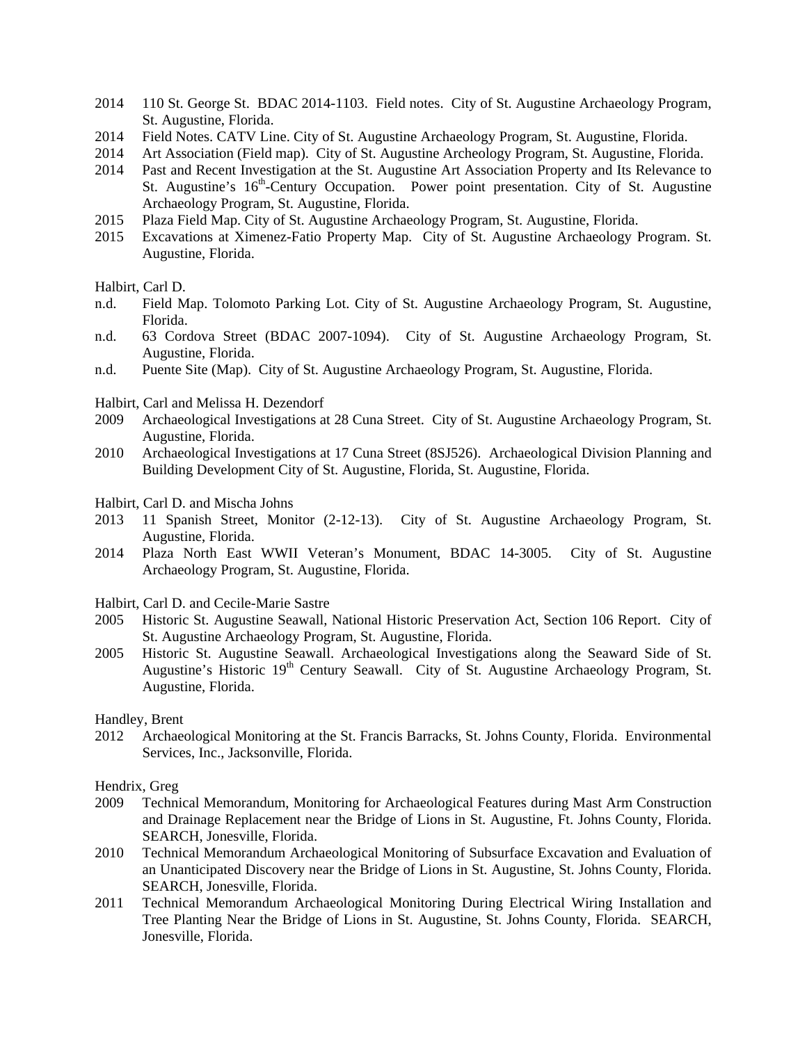2014 110 St. George St. BDAC 2014-1103. Field notes. City of St. Augustine Archaeology Program, St. Augustine, Florida.

2014 Field Notes. CATV Line. City of St. Augustine Archaeology Program, St. Augustine, Florida.

2014 Art Association (Field map). City of St. Augustine Archeology Program, St. Augustine, Florida.

2014 Past and Recent Investigation at the St. Augustine Art Association Property and Its Relevance to St. Augustine's 16th-Century Occupation. Power point presentation. City of St. Augustine Archaeology Program, St. Augustine, Florida.

2015 Plaza Field Map. City of St. Augustine Archaeology Program, St. Augustine, Florida.

2015 Excavations at Ximenez-Fatio Property Map. City of St. Augustine Archaeology Program. St. Augustine, Florida.

Halbirt, Carl D.

n.d. Field Map. Tolomoto Parking Lot. City of St. Augustine Archaeology Program, St. Augustine, Florida.

n.d. 63 Cordova Street (BDAC 2007-1094). City of St. Augustine Archaeology Program, St. Augustine, Florida.

n.d. Puente Site (Map). City of St. Augustine Archaeology Program, St. Augustine, Florida.

Halbirt, Carl and Melissa H. Dezendorf

2009 Archaeological Investigations at 28 Cuna Street. City of St. Augustine Archaeology Program, St. Augustine, Florida.

2010 Archaeological Investigations at 17 Cuna Street (8SJ526). Archaeological Division Planning and Building Development City of St. Augustine, Florida, St. Augustine, Florida.

Halbirt, Carl D. and Mischa Johns

2013 11 Spanish Street, Monitor (2-12-13). City of St. Augustine Archaeology Program, St. Augustine, Florida.

2014 Plaza North East WWII Veteran's Monument, BDAC 14-3005. City of St. Augustine Archaeology Program, St. Augustine, Florida.

Halbirt, Carl D. and Cecile-Marie Sastre

2005 Historic St. Augustine Seawall, National Historic Preservation Act, Section 106 Report. City of St. Augustine Archaeology Program, St. Augustine, Florida.

2005 Historic St. Augustine Seawall. Archaeological Investigations along the Seaward Side of St. Augustine's Historic 19th Century Seawall. City of St. Augustine Archaeology Program, St. Augustine, Florida.

Handley, Brent

2012 Archaeological Monitoring at the St. Francis Barracks, St. Johns County, Florida. Environmental Services, Inc., Jacksonville, Florida.

Hendrix, Greg

2009 Technical Memorandum, Monitoring for Archaeological Features during Mast Arm Construction and Drainage Replacement near the Bridge of Lions in St. Augustine, Ft. Johns County, Florida. SEARCH, Jonesville, Florida.

2010 Technical Memorandum Archaeological Monitoring of Subsurface Excavation and Evaluation of an Unanticipated Discovery near the Bridge of Lions in St. Augustine, St. Johns County, Florida. SEARCH, Jonesville, Florida.

2011 Technical Memorandum Archaeological Monitoring During Electrical Wiring Installation and Tree Planting Near the Bridge of Lions in St. Augustine, St. Johns County, Florida. SEARCH, Jonesville, Florida.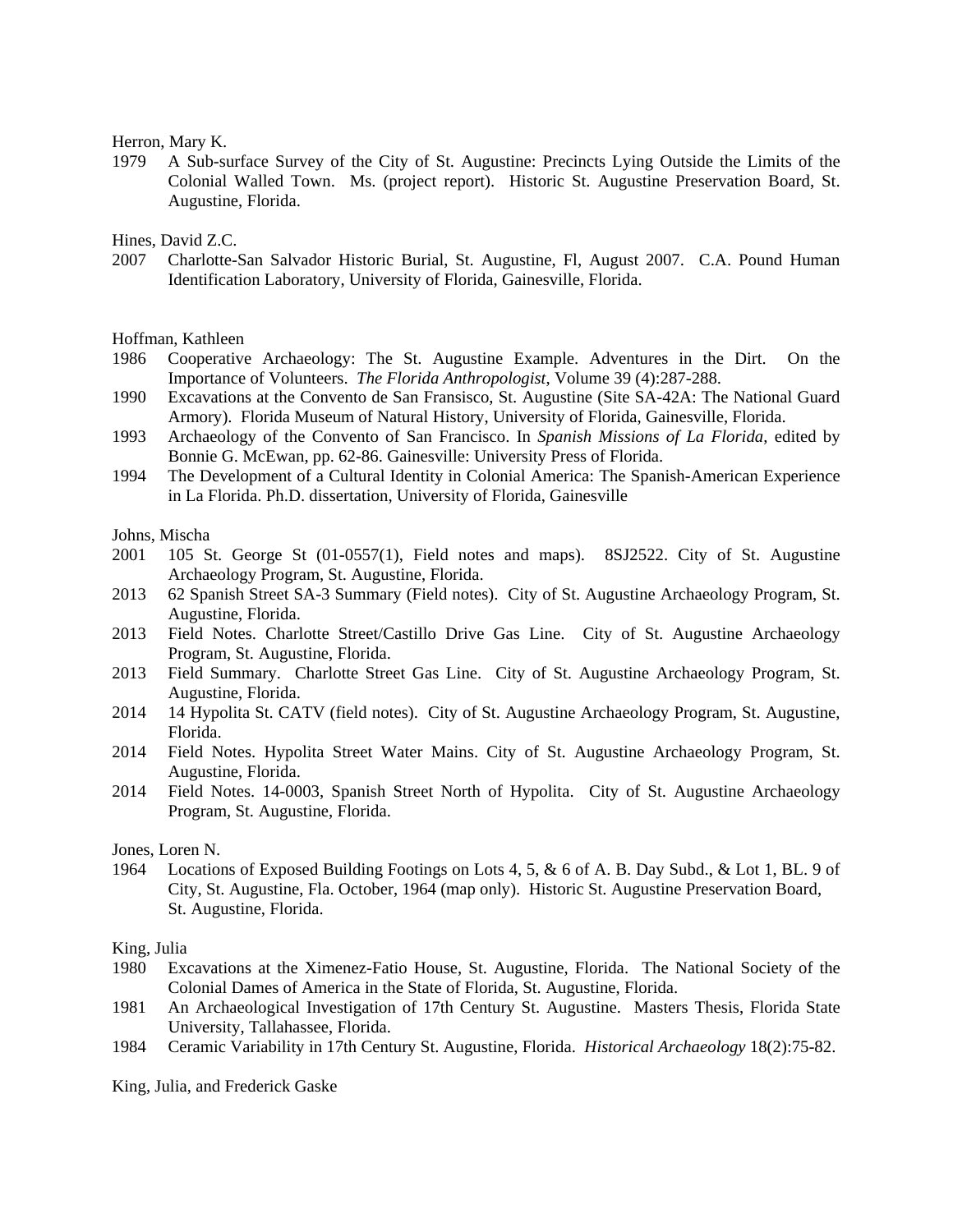Herron, Mary K.

1979 A Sub-surface Survey of the City of St. Augustine: Precincts Lying Outside the Limits of the Colonial Walled Town. Ms. (project report). Historic St. Augustine Preservation Board, St. Augustine, Florida.

Hines, David Z.C.

2007 Charlotte-San Salvador Historic Burial, St. Augustine, Fl, August 2007. C.A. Pound Human Identification Laboratory, University of Florida, Gainesville, Florida.

Hoffman, Kathleen

1986 Cooperative Archaeology: The St. Augustine Example. Adventures in the Dirt. On the Importance of Volunteers. *The Florida Anthropologist*, Volume 39 (4):287-288.

1990 Excavations at the Convento de San Fransisco, St. Augustine (Site SA-42A: The National Guard Armory). Florida Museum of Natural History, University of Florida, Gainesville, Florida.

1993 Archaeology of the Convento of San Francisco. In *Spanish Missions of La Florida*, edited by Bonnie G. McEwan, pp. 62-86. Gainesville: University Press of Florida.

1994 The Development of a Cultural Identity in Colonial America: The Spanish-American Experience in La Florida. Ph.D. dissertation, University of Florida, Gainesville

Johns, Mischa

2001 105 St. George St (01-0557(1), Field notes and maps). 8SJ2522. City of St. Augustine Archaeology Program, St. Augustine, Florida.

2013 62 Spanish Street SA-3 Summary (Field notes). City of St. Augustine Archaeology Program, St. Augustine, Florida.

2013 Field Notes. Charlotte Street/Castillo Drive Gas Line. City of St. Augustine Archaeology Program, St. Augustine, Florida.

2013 Field Summary. Charlotte Street Gas Line. City of St. Augustine Archaeology Program, St. Augustine, Florida.

2014 14 Hypolita St. CATV (field notes). City of St. Augustine Archaeology Program, St. Augustine, Florida.

2014 Field Notes. Hypolita Street Water Mains. City of St. Augustine Archaeology Program, St. Augustine, Florida.

2014 Field Notes. 14-0003, Spanish Street North of Hypolita. City of St. Augustine Archaeology Program, St. Augustine, Florida.

Jones, Loren N.

1964 Locations of Exposed Building Footings on Lots 4, 5, & 6 of A. B. Day Subd., & Lot 1, BL. 9 of City, St. Augustine, Fla. October, 1964 (map only). Historic St. Augustine Preservation Board, St. Augustine, Florida.

King, Julia

1980 Excavations at the Ximenez-Fatio House, St. Augustine, Florida. The National Society of the Colonial Dames of America in the State of Florida, St. Augustine, Florida.

1981 An Archaeological Investigation of 17th Century St. Augustine. Masters Thesis, Florida State University, Tallahassee, Florida.

1984 Ceramic Variability in 17th Century St. Augustine, Florida. *Historical Archaeology* 18(2):75-82.

King, Julia, and Frederick Gaske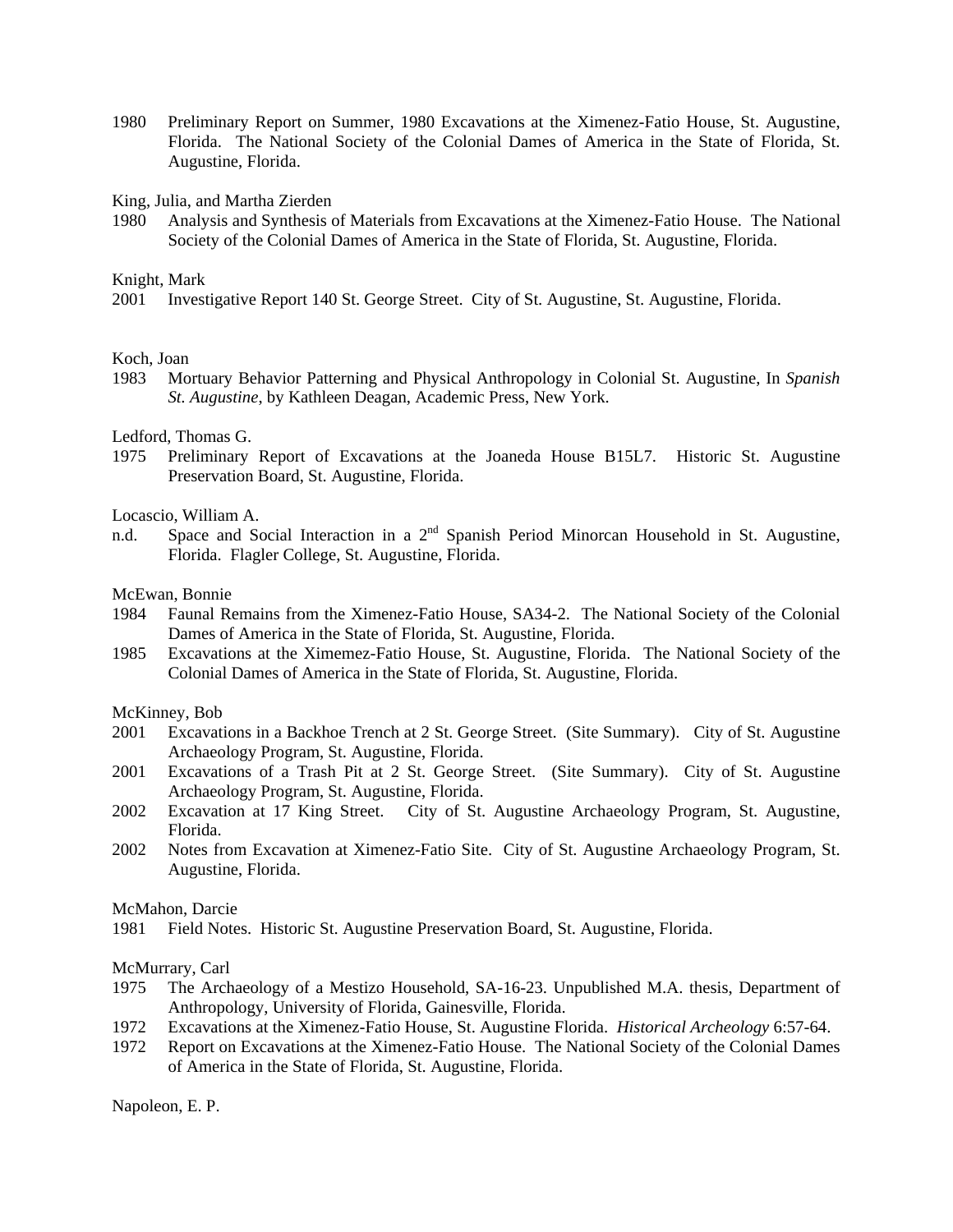1980 Preliminary Report on Summer, 1980 Excavations at the Ximenez-Fatio House, St. Augustine, Florida. The National Society of the Colonial Dames of America in the State of Florida, St. Augustine, Florida.

King, Julia, and Martha Zierden

1980 Analysis and Synthesis of Materials from Excavations at the Ximenez-Fatio House. The National Society of the Colonial Dames of America in the State of Florida, St. Augustine, Florida.

Knight, Mark

2001 Investigative Report 140 St. George Street. City of St. Augustine, St. Augustine, Florida.

Koch, Joan

1983 Mortuary Behavior Patterning and Physical Anthropology in Colonial St. Augustine, In *Spanish St. Augustine*, by Kathleen Deagan, Academic Press, New York.

Ledford, Thomas G.

1975 Preliminary Report of Excavations at the Joaneda House B15L7. Historic St. Augustine Preservation Board, St. Augustine, Florida.

Locascio, William A.

n.d. Space and Social Interaction in a 2nd Spanish Period Minorcan Household in St. Augustine, Florida. Flagler College, St. Augustine, Florida.

McEwan, Bonnie

1984 Faunal Remains from the Ximenez-Fatio House, SA34-2. The National Society of the Colonial Dames of America in the State of Florida, St. Augustine, Florida.

1985 Excavations at the Ximemez-Fatio House, St. Augustine, Florida. The National Society of the Colonial Dames of America in the State of Florida, St. Augustine, Florida.

McKinney, Bob

2001 Excavations in a Backhoe Trench at 2 St. George Street. (Site Summary). City of St. Augustine Archaeology Program, St. Augustine, Florida.

2001 Excavations of a Trash Pit at 2 St. George Street. (Site Summary). City of St. Augustine Archaeology Program, St. Augustine, Florida.

2002 Excavation at 17 King Street. City of St. Augustine Archaeology Program, St. Augustine, Florida.

2002 Notes from Excavation at Ximenez-Fatio Site. City of St. Augustine Archaeology Program, St. Augustine, Florida.

McMahon, Darcie

1981 Field Notes. Historic St. Augustine Preservation Board, St. Augustine, Florida.

McMurrary, Carl

1975 The Archaeology of a Mestizo Household, SA-16-23. Unpublished M.A. thesis, Department of Anthropology, University of Florida, Gainesville, Florida.

1972 Excavations at the Ximenez-Fatio House, St. Augustine Florida. *Historical Archeology* 6:57-64.

1972 Report on Excavations at the Ximenez-Fatio House. The National Society of the Colonial Dames of America in the State of Florida, St. Augustine, Florida.

Napoleon, E. P.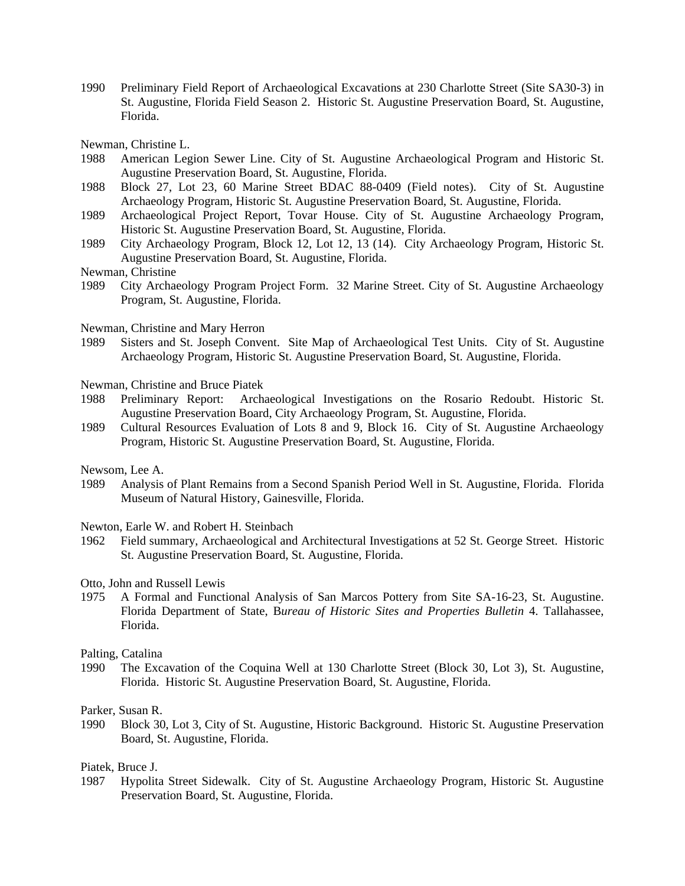1990 Preliminary Field Report of Archaeological Excavations at 230 Charlotte Street (Site SA30-3) in St. Augustine, Florida Field Season 2. Historic St. Augustine Preservation Board, St. Augustine, Florida.

Newman, Christine L.

1988 American Legion Sewer Line. City of St. Augustine Archaeological Program and Historic St. Augustine Preservation Board, St. Augustine, Florida.

1988 Block 27, Lot 23, 60 Marine Street BDAC 88-0409 (Field notes). City of St. Augustine Archaeology Program, Historic St. Augustine Preservation Board, St. Augustine, Florida.

1989 Archaeological Project Report, Tovar House. City of St. Augustine Archaeology Program, Historic St. Augustine Preservation Board, St. Augustine, Florida.

1989 City Archaeology Program, Block 12, Lot 12, 13 (14). City Archaeology Program, Historic St. Augustine Preservation Board, St. Augustine, Florida.

Newman, Christine

1989 City Archaeology Program Project Form. 32 Marine Street. City of St. Augustine Archaeology Program, St. Augustine, Florida.

Newman, Christine and Mary Herron

1989 Sisters and St. Joseph Convent. Site Map of Archaeological Test Units. City of St. Augustine Archaeology Program, Historic St. Augustine Preservation Board, St. Augustine, Florida.

Newman, Christine and Bruce Piatek

1988 Preliminary Report: Archaeological Investigations on the Rosario Redoubt. Historic St. Augustine Preservation Board, City Archaeology Program, St. Augustine, Florida.

1989 Cultural Resources Evaluation of Lots 8 and 9, Block 16. City of St. Augustine Archaeology Program, Historic St. Augustine Preservation Board, St. Augustine, Florida.

Newsom, Lee A.

1989 Analysis of Plant Remains from a Second Spanish Period Well in St. Augustine, Florida. Florida Museum of Natural History, Gainesville, Florida.

Newton, Earle W. and Robert H. Steinbach

1962 Field summary, Archaeological and Architectural Investigations at 52 St. George Street. Historic St. Augustine Preservation Board, St. Augustine, Florida.

Otto, John and Russell Lewis

1975 A Formal and Functional Analysis of San Marcos Pottery from Site SA-16-23, St. Augustine. Florida Department of State, B*ureau of Historic Sites and Properties Bulletin* 4. Tallahassee, Florida.

Palting, Catalina

1990 The Excavation of the Coquina Well at 130 Charlotte Street (Block 30, Lot 3), St. Augustine, Florida. Historic St. Augustine Preservation Board, St. Augustine, Florida.

Parker, Susan R.

1990 Block 30, Lot 3, City of St. Augustine, Historic Background. Historic St. Augustine Preservation Board, St. Augustine, Florida.

Piatek, Bruce J.

1987 Hypolita Street Sidewalk. City of St. Augustine Archaeology Program, Historic St. Augustine Preservation Board, St. Augustine, Florida.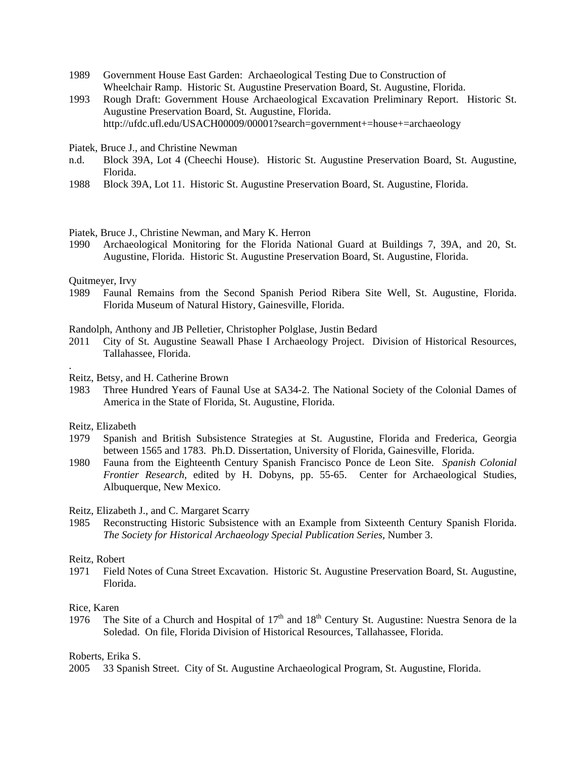1989 Government House East Garden: Archaeological Testing Due to Construction of Wheelchair Ramp. Historic St. Augustine Preservation Board, St. Augustine, Florida.

1993 Rough Draft: Government House Archaeological Excavation Preliminary Report. Historic St. Augustine Preservation Board, St. Augustine, Florida. http://ufdc.ufl.edu/USACH00009/00001?search=government+=house+=archaeology

Piatek, Bruce J., and Christine Newman

n.d. Block 39A, Lot 4 (Cheechi House). Historic St. Augustine Preservation Board, St. Augustine, Florida.

1988 Block 39A, Lot 11. Historic St. Augustine Preservation Board, St. Augustine, Florida.

Piatek, Bruce J., Christine Newman, and Mary K. Herron

1990 Archaeological Monitoring for the Florida National Guard at Buildings 7, 39A, and 20, St. Augustine, Florida. Historic St. Augustine Preservation Board, St. Augustine, Florida.

Quitmeyer, Irvy

1989 Faunal Remains from the Second Spanish Period Ribera Site Well, St. Augustine, Florida. Florida Museum of Natural History, Gainesville, Florida.

Randolph, Anthony and JB Pelletier, Christopher Polglase, Justin Bedard

2011 City of St. Augustine Seawall Phase I Archaeology Project. Division of Historical Resources, Tallahassee, Florida.

.

Reitz, Betsy, and H. Catherine Brown

1983 Three Hundred Years of Faunal Use at SA34-2. The National Society of the Colonial Dames of America in the State of Florida, St. Augustine, Florida.

Reitz, Elizabeth

1979 Spanish and British Subsistence Strategies at St. Augustine, Florida and Frederica, Georgia between 1565 and 1783. Ph.D. Dissertation, University of Florida, Gainesville, Florida.

1980 Fauna from the Eighteenth Century Spanish Francisco Ponce de Leon Site. *Spanish Colonial Frontier Research*, edited by H. Dobyns, pp. 55-65. Center for Archaeological Studies, Albuquerque, New Mexico.

Reitz, Elizabeth J., and C. Margaret Scarry

1985 Reconstructing Historic Subsistence with an Example from Sixteenth Century Spanish Florida. *The Society for Historical Archaeology Special Publication Series*, Number 3.

Reitz, Robert

1971 Field Notes of Cuna Street Excavation. Historic St. Augustine Preservation Board, St. Augustine, Florida.

Rice, Karen

1976 The Site of a Church and Hospital of 17th and 18th Century St. Augustine: Nuestra Senora de la Soledad. On file, Florida Division of Historical Resources, Tallahassee, Florida.

Roberts, Erika S.

2005 33 Spanish Street. City of St. Augustine Archaeological Program, St. Augustine, Florida.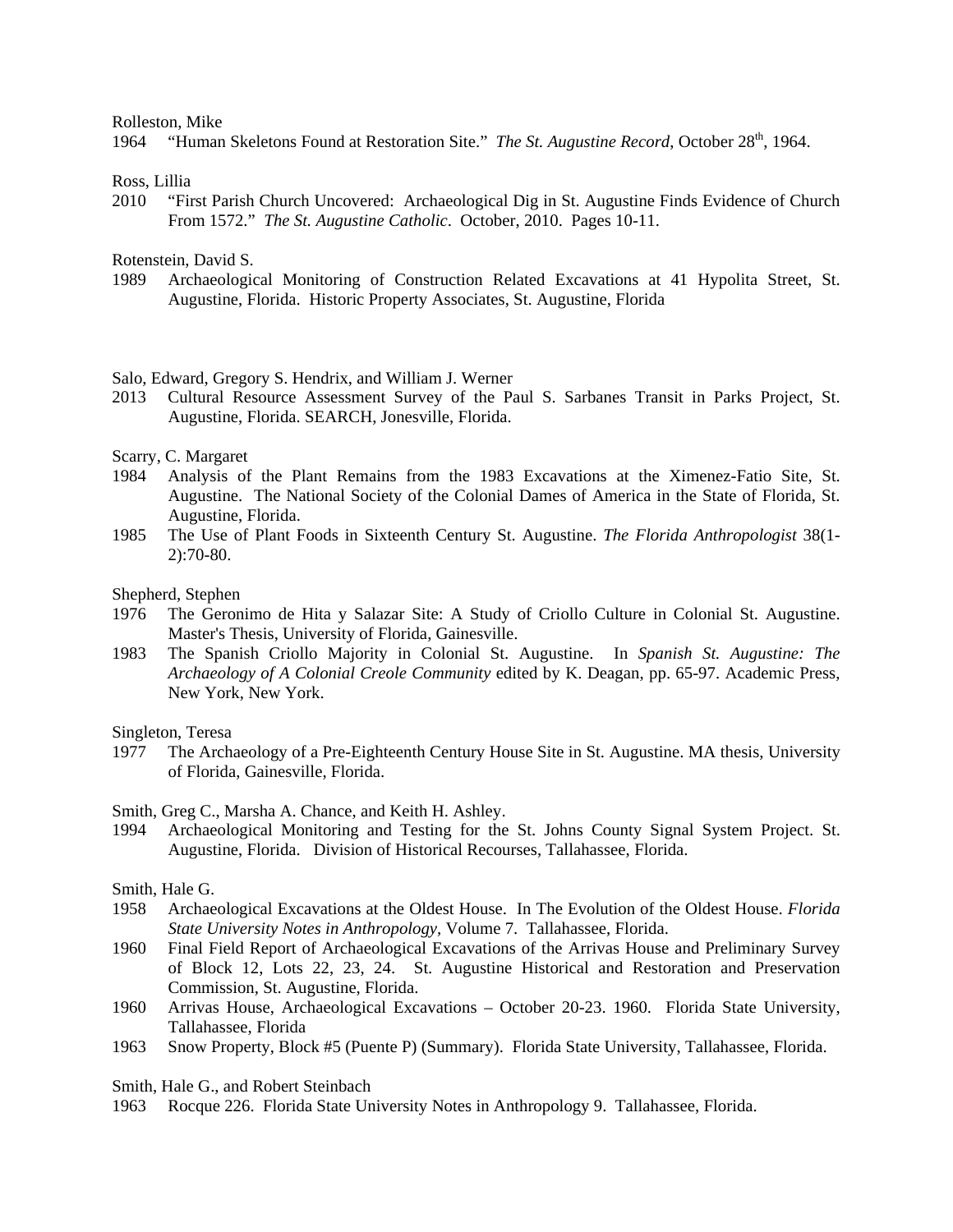Rolleston, Mike

1964 "Human Skeletons Found at Restoration Site." *The St. Augustine Record*, October 28th, 1964.

Ross, Lillia

2010 "First Parish Church Uncovered: Archaeological Dig in St. Augustine Finds Evidence of Church From 1572." *The St. Augustine Catholic*. October, 2010. Pages 10-11.

Rotenstein, David S.

1989 Archaeological Monitoring of Construction Related Excavations at 41 Hypolita Street, St. Augustine, Florida. Historic Property Associates, St. Augustine, Florida

Salo, Edward, Gregory S. Hendrix, and William J. Werner

2013 Cultural Resource Assessment Survey of the Paul S. Sarbanes Transit in Parks Project, St. Augustine, Florida. SEARCH, Jonesville, Florida.

Scarry, C. Margaret

1984 Analysis of the Plant Remains from the 1983 Excavations at the Ximenez-Fatio Site, St. Augustine. The National Society of the Colonial Dames of America in the State of Florida, St. Augustine, Florida.

1985 The Use of Plant Foods in Sixteenth Century St. Augustine. *The Florida Anthropologist* 38(1-2):70-80.

Shepherd, Stephen

1976 The Geronimo de Hita y Salazar Site: A Study of Criollo Culture in Colonial St. Augustine. Master's Thesis, University of Florida, Gainesville.

1983 The Spanish Criollo Majority in Colonial St. Augustine. In *Spanish St. Augustine: The Archaeology of A Colonial Creole Community* edited by K. Deagan, pp. 65-97. Academic Press, New York, New York.

Singleton, Teresa

1977 The Archaeology of a Pre-Eighteenth Century House Site in St. Augustine. MA thesis, University of Florida, Gainesville, Florida.

Smith, Greg C., Marsha A. Chance, and Keith H. Ashley.

1994 Archaeological Monitoring and Testing for the St. Johns County Signal System Project. St. Augustine, Florida. Division of Historical Recourses, Tallahassee, Florida.

Smith, Hale G.

1958 Archaeological Excavations at the Oldest House. In The Evolution of the Oldest House. *Florida State University Notes in Anthropology*, Volume 7. Tallahassee, Florida.

1960 Final Field Report of Archaeological Excavations of the Arrivas House and Preliminary Survey of Block 12, Lots 22, 23, 24. St. Augustine Historical and Restoration and Preservation Commission, St. Augustine, Florida.

1960 Arrivas House, Archaeological Excavations – October 20-23. 1960. Florida State University, Tallahassee, Florida

1963 Snow Property, Block #5 (Puente P) (Summary). Florida State University, Tallahassee, Florida.

Smith, Hale G., and Robert Steinbach

1963 Rocque 226. Florida State University Notes in Anthropology 9. Tallahassee, Florida.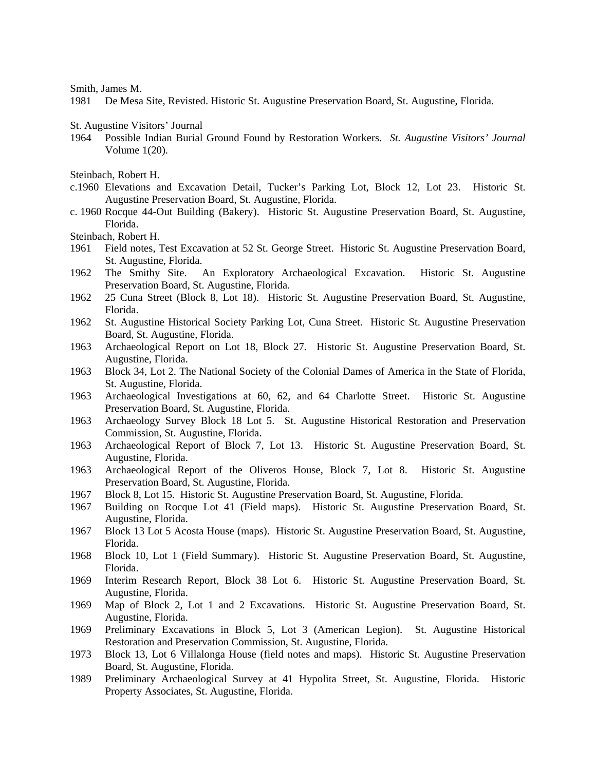Smith, James M.

1981 De Mesa Site, Revisted. Historic St. Augustine Preservation Board, St. Augustine, Florida.

St. Augustine Visitors' Journal

1964 Possible Indian Burial Ground Found by Restoration Workers. *St. Augustine Visitors' Journal* Volume 1(20).

Steinbach, Robert H.

c.1960 Elevations and Excavation Detail, Tucker's Parking Lot, Block 12, Lot 23. Historic St. Augustine Preservation Board, St. Augustine, Florida.

c. 1960 Rocque 44-Out Building (Bakery). Historic St. Augustine Preservation Board, St. Augustine, Florida.

Steinbach, Robert H.

1961 Field notes, Test Excavation at 52 St. George Street. Historic St. Augustine Preservation Board, St. Augustine, Florida.

1962 The Smithy Site. An Exploratory Archaeological Excavation. Historic St. Augustine Preservation Board, St. Augustine, Florida.

1962 25 Cuna Street (Block 8, Lot 18). Historic St. Augustine Preservation Board, St. Augustine, Florida.

1962 St. Augustine Historical Society Parking Lot, Cuna Street. Historic St. Augustine Preservation Board, St. Augustine, Florida.

1963 Archaeological Report on Lot 18, Block 27. Historic St. Augustine Preservation Board, St. Augustine, Florida.

1963 Block 34, Lot 2. The National Society of the Colonial Dames of America in the State of Florida, St. Augustine, Florida.

1963 Archaeological Investigations at 60, 62, and 64 Charlotte Street. Historic St. Augustine Preservation Board, St. Augustine, Florida.

1963 Archaeology Survey Block 18 Lot 5. St. Augustine Historical Restoration and Preservation Commission, St. Augustine, Florida.

1963 Archaeological Report of Block 7, Lot 13. Historic St. Augustine Preservation Board, St. Augustine, Florida.

1963 Archaeological Report of the Oliveros House, Block 7, Lot 8. Historic St. Augustine Preservation Board, St. Augustine, Florida.

1967 Block 8, Lot 15. Historic St. Augustine Preservation Board, St. Augustine, Florida.

1967 Building on Rocque Lot 41 (Field maps). Historic St. Augustine Preservation Board, St. Augustine, Florida.

1967 Block 13 Lot 5 Acosta House (maps). Historic St. Augustine Preservation Board, St. Augustine, Florida.

1968 Block 10, Lot 1 (Field Summary). Historic St. Augustine Preservation Board, St. Augustine, Florida.

1969 Interim Research Report, Block 38 Lot 6. Historic St. Augustine Preservation Board, St. Augustine, Florida.

1969 Map of Block 2, Lot 1 and 2 Excavations. Historic St. Augustine Preservation Board, St. Augustine, Florida.

1969 Preliminary Excavations in Block 5, Lot 3 (American Legion). St. Augustine Historical Restoration and Preservation Commission, St. Augustine, Florida.

1973 Block 13, Lot 6 Villalonga House (field notes and maps). Historic St. Augustine Preservation Board, St. Augustine, Florida.

1989 Preliminary Archaeological Survey at 41 Hypolita Street, St. Augustine, Florida. Historic Property Associates, St. Augustine, Florida.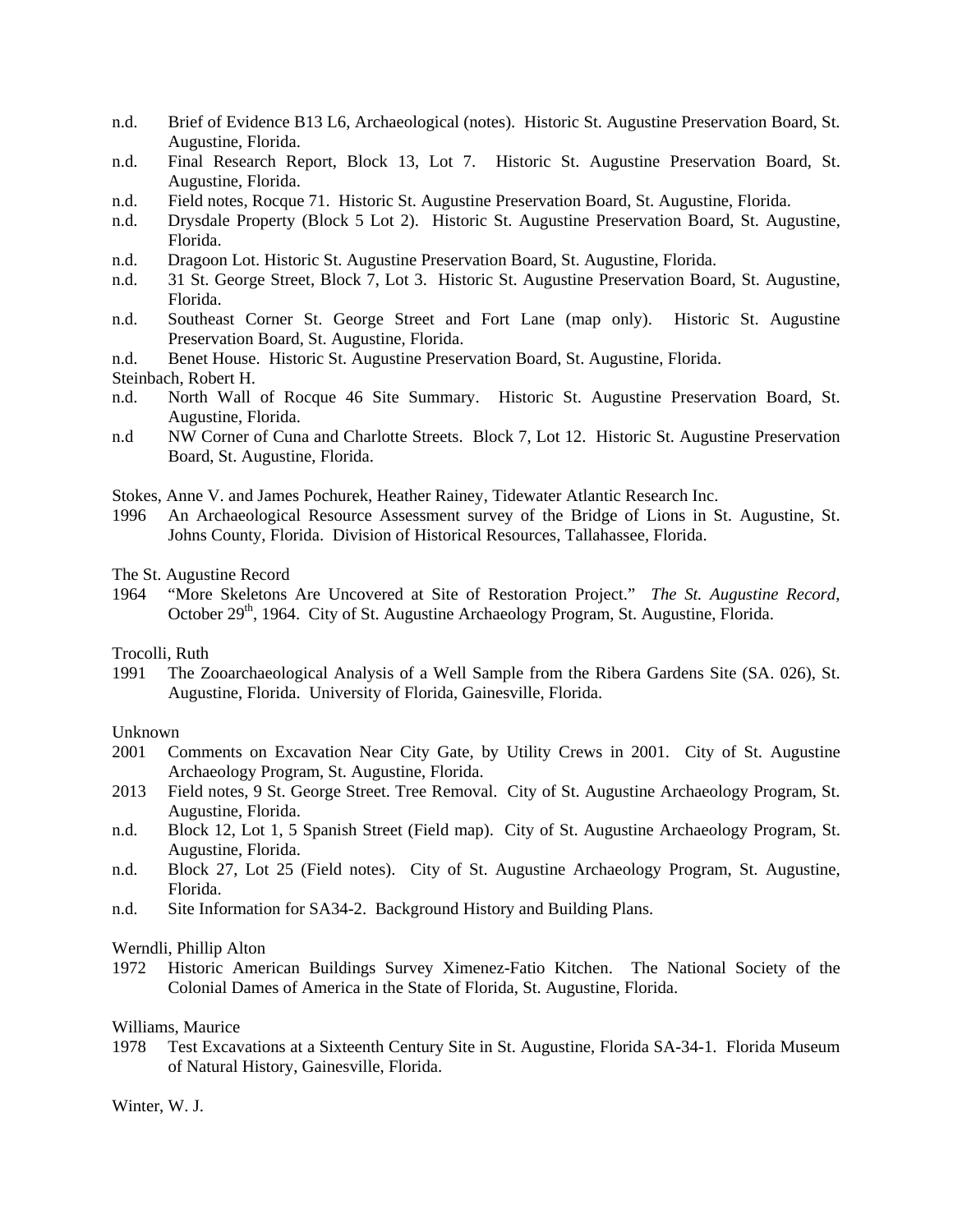n.d. Brief of Evidence B13 L6, Archaeological (notes). Historic St. Augustine Preservation Board, St. Augustine, Florida.

n.d. Final Research Report, Block 13, Lot 7. Historic St. Augustine Preservation Board, St. Augustine, Florida.

n.d. Field notes, Rocque 71. Historic St. Augustine Preservation Board, St. Augustine, Florida.

n.d. Drysdale Property (Block 5 Lot 2). Historic St. Augustine Preservation Board, St. Augustine, Florida.

n.d. Dragoon Lot. Historic St. Augustine Preservation Board, St. Augustine, Florida.

n.d. 31 St. George Street, Block 7, Lot 3. Historic St. Augustine Preservation Board, St. Augustine, Florida.

n.d. Southeast Corner St. George Street and Fort Lane (map only). Historic St. Augustine Preservation Board, St. Augustine, Florida.

n.d. Benet House. Historic St. Augustine Preservation Board, St. Augustine, Florida.

Steinbach, Robert H.

n.d. North Wall of Rocque 46 Site Summary. Historic St. Augustine Preservation Board, St. Augustine, Florida.

n.d NW Corner of Cuna and Charlotte Streets. Block 7, Lot 12. Historic St. Augustine Preservation Board, St. Augustine, Florida.

Stokes, Anne V. and James Pochurek, Heather Rainey, Tidewater Atlantic Research Inc.

1996 An Archaeological Resource Assessment survey of the Bridge of Lions in St. Augustine, St. Johns County, Florida. Division of Historical Resources, Tallahassee, Florida.

The St. Augustine Record

1964 "More Skeletons Are Uncovered at Site of Restoration Project." *The St. Augustine Record*, October 29th, 1964. City of St. Augustine Archaeology Program, St. Augustine, Florida.

Trocolli, Ruth

1991 The Zooarchaeological Analysis of a Well Sample from the Ribera Gardens Site (SA. 026), St. Augustine, Florida. University of Florida, Gainesville, Florida.

Unknown

2001 Comments on Excavation Near City Gate, by Utility Crews in 2001. City of St. Augustine Archaeology Program, St. Augustine, Florida.

2013 Field notes, 9 St. George Street. Tree Removal. City of St. Augustine Archaeology Program, St. Augustine, Florida.

n.d. Block 12, Lot 1, 5 Spanish Street (Field map). City of St. Augustine Archaeology Program, St. Augustine, Florida.

n.d. Block 27, Lot 25 (Field notes). City of St. Augustine Archaeology Program, St. Augustine, Florida.

n.d. Site Information for SA34-2. Background History and Building Plans.

Werndli, Phillip Alton

1972 Historic American Buildings Survey Ximenez-Fatio Kitchen. The National Society of the Colonial Dames of America in the State of Florida, St. Augustine, Florida.

Williams, Maurice

1978 Test Excavations at a Sixteenth Century Site in St. Augustine, Florida SA-34-1. Florida Museum of Natural History, Gainesville, Florida.

Winter, W. J.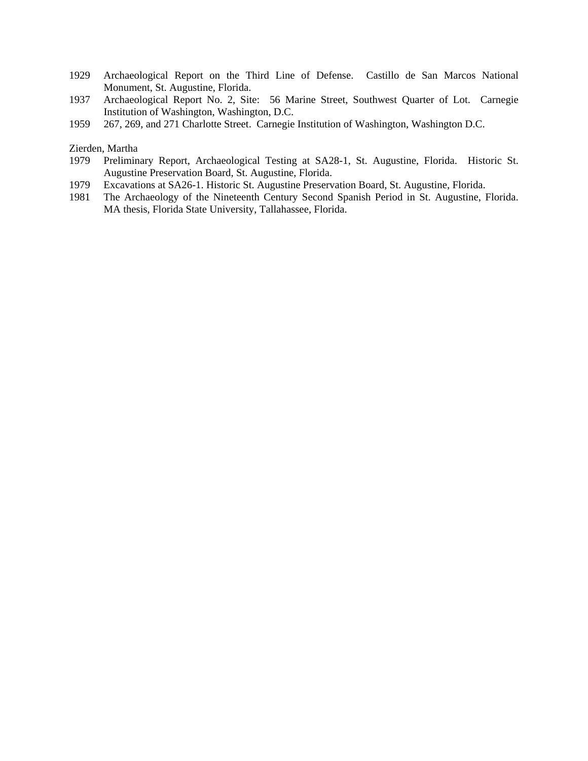1929 Archaeological Report on the Third Line of Defense. Castillo de San Marcos National Monument, St. Augustine, Florida.

1937 Archaeological Report No. 2, Site: 56 Marine Street, Southwest Quarter of Lot. Carnegie Institution of Washington, Washington, D.C.

1959 267, 269, and 271 Charlotte Street. Carnegie Institution of Washington, Washington D.C.

Zierden, Martha

1979 Preliminary Report, Archaeological Testing at SA28-1, St. Augustine, Florida. Historic St. Augustine Preservation Board, St. Augustine, Florida.

1979 Excavations at SA26-1. Historic St. Augustine Preservation Board, St. Augustine, Florida.

1981 The Archaeology of the Nineteenth Century Second Spanish Period in St. Augustine, Florida. MA thesis, Florida State University, Tallahassee, Florida.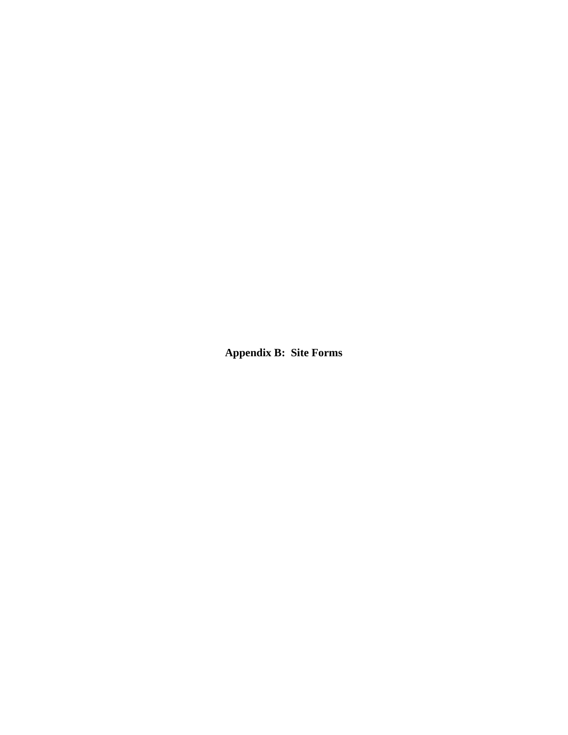# Appendix B: Site Forms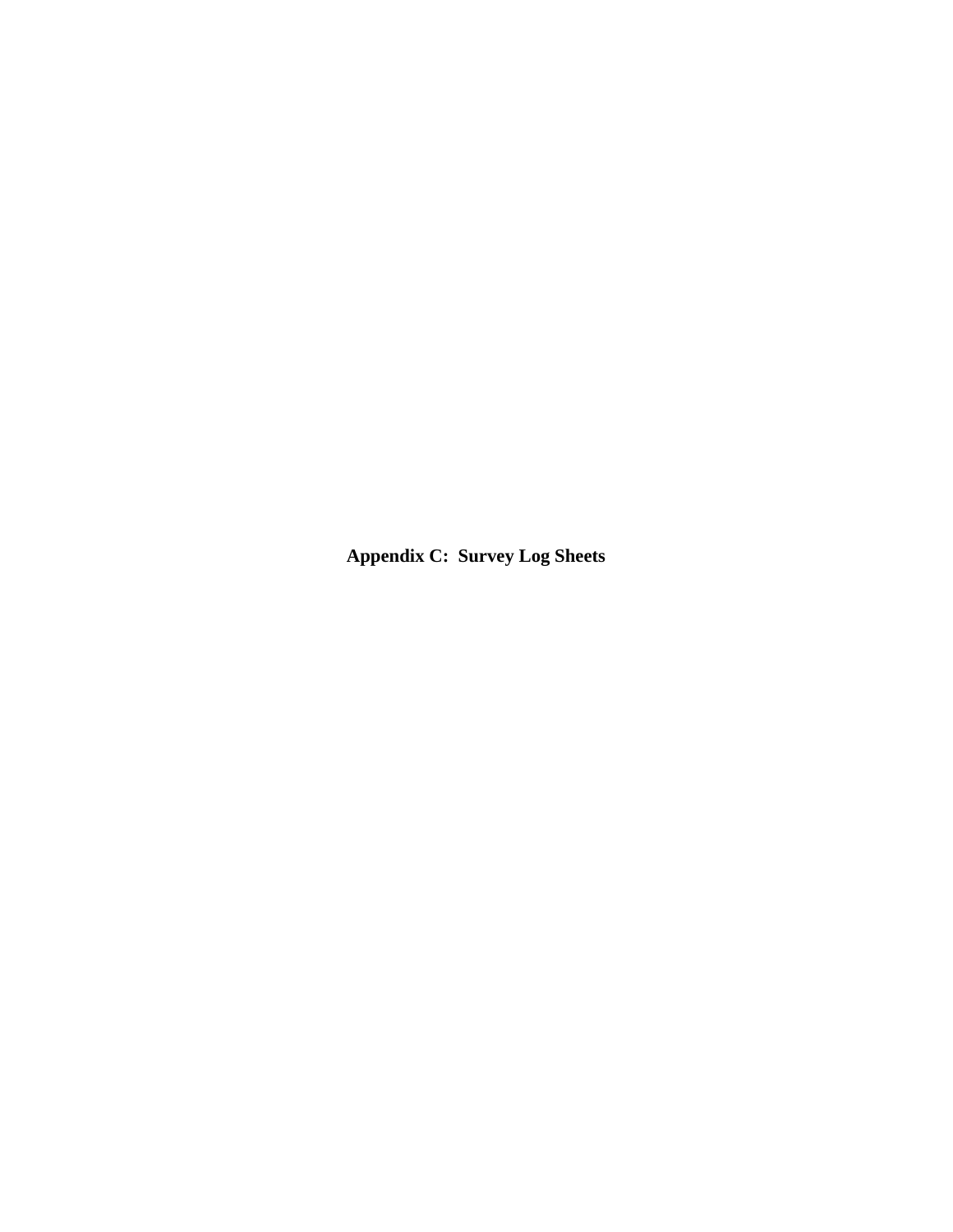# Appendix C: Survey Log Sheets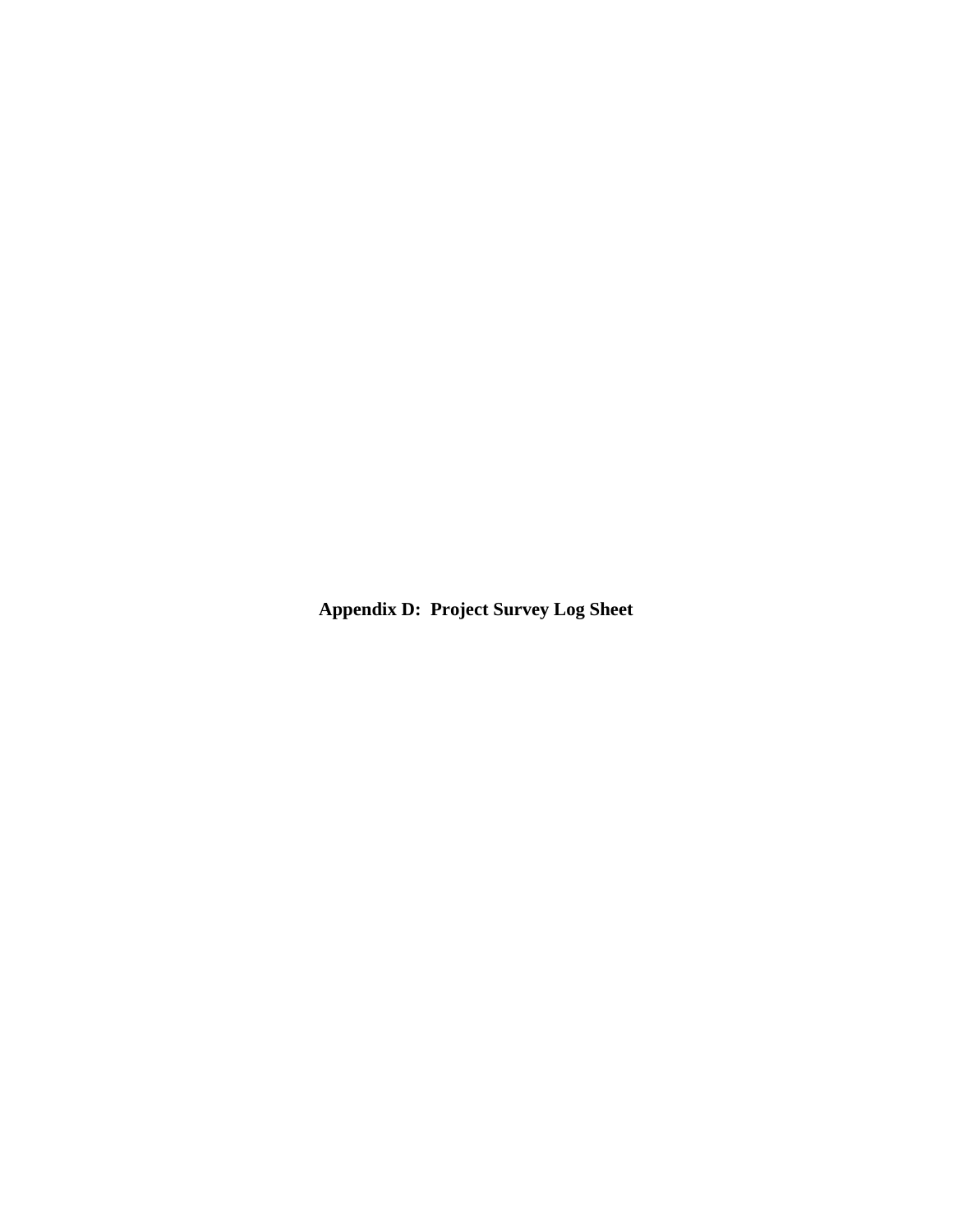# Appendix D: Project Survey Log Sheet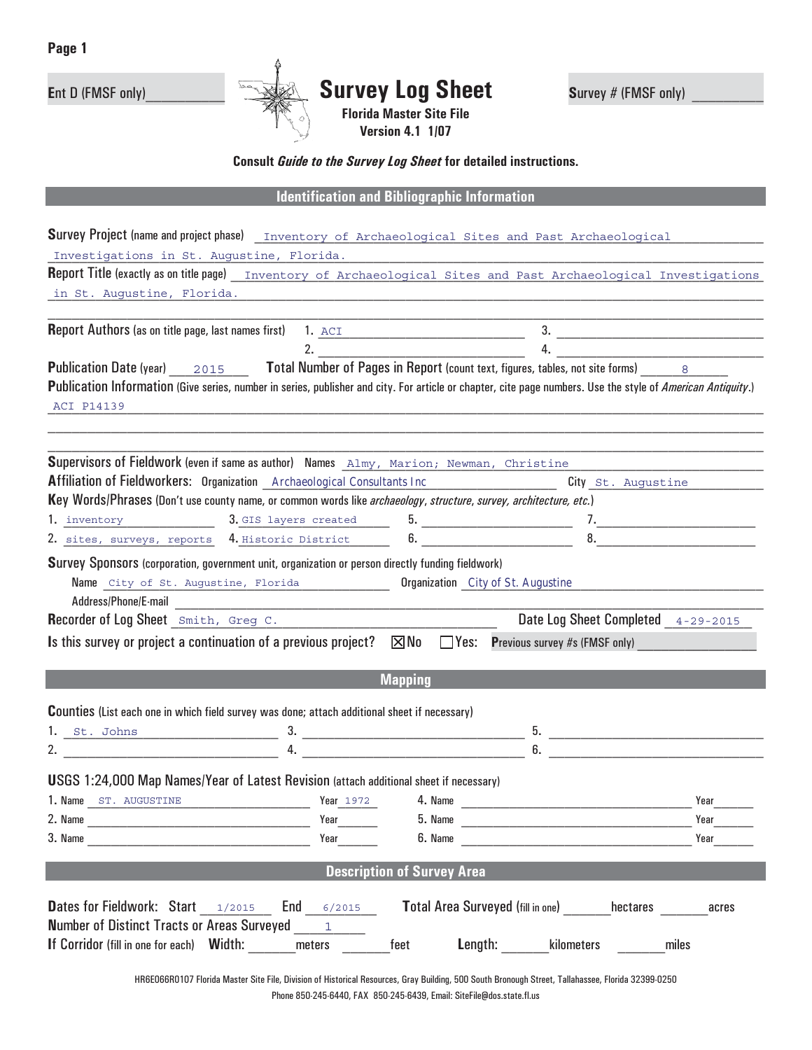Ent D (FMSF only)___________

# Survey Log Sheet

**Florida Master Site File**
**Version 4.1 1/07**

Survey # (FMSF only) __________

**Consult *Guide to the Survey Log Sheet* for detailed instructions.**

## Identification and Bibliographic Information

**Survey Project** (name and project phase) Inventory of Archaeological Sites and Past Archaeological Investigations in St. Augustine, Florida.

**Report Title** (exactly as on title page) Inventory of Archaeological Sites and Past Archaeological Investigations in St. Augustine, Florida.

**Report Authors** (as on title page, last names first) 1. ACI 2. ___ 3. ___ 4. ___

**Publication Date** (year) 2015 **Total Number of Pages in Report** (count text, figures, tables, not site forms) 8

**Publication Information** (Give series, number in series, publisher and city. For article or chapter, cite page numbers. Use the style of *American Antiquity*.)
ACI P14139

**Supervisors of Fieldwork** (even if same as author) Names Almy, Marion; Newman, Christine

**Affiliation of Fieldworkers:** Organization Archaeological Consultants Inc City St. Augustine

**Key Words/Phrases** (Don't use county name, or common words like *archaeology*, *structure*, *survey*, *architecture*, *etc.*)

1. inventory
2. sites, surveys, reports
3. GIS layers created
4. Historic District
5. ___
6. ___
7. ___
8. ___

**Survey Sponsors** (corporation, government unit, organization or person directly funding fieldwork)
Name City of St. Augustine, Florida Organization City of St. Augustine
Address/Phone/E-mail ___

**Recorder of Log Sheet** Smith, Greg C. **Date Log Sheet Completed** 4-29-2015

**Is this survey or project a continuation of a previous project?** ☒ No ☐ Yes: **Previous survey #s (FMSF only)** ___

## Mapping

**Counties** (List each one in which field survey was done; attach additional sheet if necessary)

1. St. Johns
2. ___
3. ___
4. ___
5. ___
6. ___

**USGS 1:24,000 Map Names/Year of Latest Revision** (attach additional sheet if necessary)

| | Name | Year |
|---|---|---|
| 1. | ST. AUGUSTINE | 1972 |
| 2. | | |
| 3. | | |
| 4. | | |
| 5. | | |
| 6. | | |

## Description of Survey Area

**Dates for Fieldwork:** Start 1/2015 End 6/2015 **Total Area Surveyed** (fill in one) ___ hectares ___ acres

**Number of Distinct Tracts or Areas Surveyed** 1

**If Corridor** (fill in one for each) **Width:** ___ meters ___ feet **Length:** ___ kilometers ___ miles

HR6E066R0107 Florida Master Site File, Division of Historical Resources, Gray Building, 500 South Bronough Street, Tallahassee, Florida 32399-0250
Phone 850-245-6440, FAX 850-245-6439, Email: SiteFile@dos.state.fl.us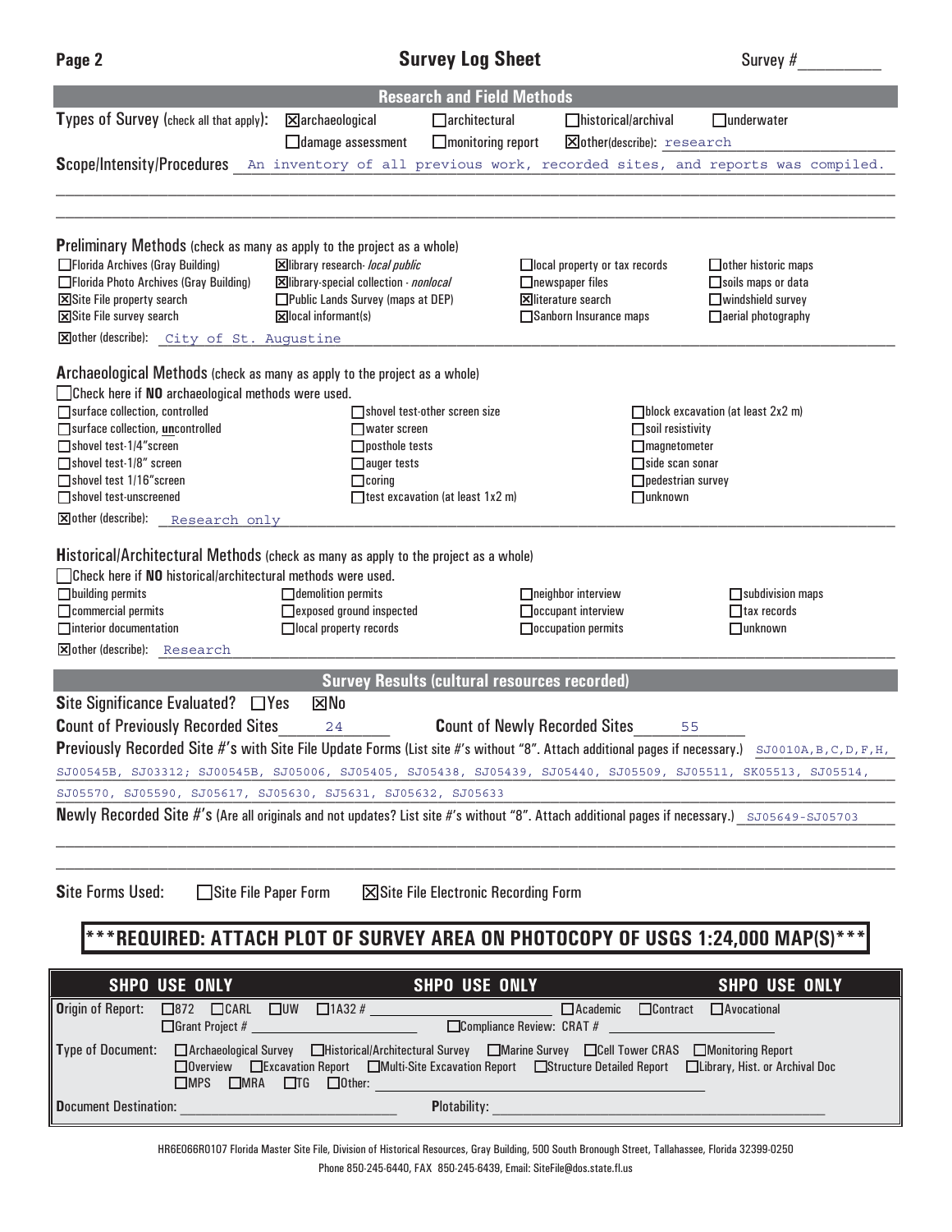# Survey Log Sheet

Survey #__________

## Research and Field Methods

**Types of Survey** (check all that apply): ☒ archaeological ☐ architectural ☐ historical/archival ☐ underwater ☐ damage assessment ☐ monitoring report ☒ other(describe): research

**Scope/Intensity/Procedures** An inventory of all previous work, recorded sites, and reports was compiled.

**Preliminary Methods** (check as many as apply to the project as a whole)

☐ Florida Archives (Gray Building)
☐ Florida Photo Archives (Gray Building)
☒ Site File property search
☒ Site File survey search
☒ library research- *local public*
☒ library-special collection - *nonlocal*
☐ Public Lands Survey (maps at DEP)
☒ local informant(s)
☐ local property or tax records
☐ newspaper files
☒ literature search
☐ Sanborn Insurance maps
☐ other historic maps
☐ soils maps or data
☐ windshield survey
☐ aerial photography

☒ other (describe): City of St. Augustine

**Archaeological Methods** (check as many as apply to the project as a whole)

☐ Check here if **NO** archaeological methods were used.

☐ surface collection, controlled
☐ surface collection, **un**controlled
☐ shovel test-1/4"screen
☐ shovel test-1/8" screen
☐ shovel test 1/16"screen
☐ shovel test-unscreened
☐ shovel test-other screen size
☐ water screen
☐ posthole tests
☐ auger tests
☐ coring
☐ test excavation (at least 1x2 m)
☐ block excavation (at least 2x2 m)
☐ soil resistivity
☐ magnetometer
☐ side scan sonar
☐ pedestrian survey
☐ unknown

☒ other (describe): Research only

**Historical/Architectural Methods** (check as many as apply to the project as a whole)

☐ Check here if **NO** historical/architectural methods were used.

☐ building permits
☐ commercial permits
☐ interior documentation
☐ demolition permits
☐ exposed ground inspected
☐ local property records
☐ neighbor interview
☐ occupant interview
☐ occupation permits
☐ subdivision maps
☐ tax records
☐ unknown

☒ other (describe): Research

## Survey Results (cultural resources recorded)

**Site Significance Evaluated?** ☐ Yes ☒ No

**Count of Previously Recorded Sites** 24 **Count of Newly Recorded Sites** 55

**Previously Recorded Site #'s with Site File Update Forms** (List site #'s without "8". Attach additional pages if necessary.) SJ0010A,B,C,D,F,H, SJ00545B, SJ03312; SJ00545B, SJ05006, SJ05405, SJ05438, SJ05439, SJ05440, SJ05509, SJ05511, SK05513, SJ05514, SJ05570, SJ05590, SJ05617, SJ05630, SJ5631, SJ05632, SJ05633

**Newly Recorded Site #'s** (Are all originals and not updates? List site #'s without "8". Attach additional pages if necessary.) SJ05649-SJ05703

**Site Forms Used:** ☐ Site File Paper Form ☒ Site File Electronic Recording Form

**\*\*\*REQUIRED: ATTACH PLOT OF SURVEY AREA ON PHOTOCOPY OF USGS 1:24,000 MAP(S)\*\*\***

**SHPO USE ONLY** **SHPO USE ONLY** **SHPO USE ONLY**

**Origin of Report:** ☐ 872 ☐ CARL ☐ UW ☐ 1A32 # __________ ☐ Academic ☐ Contract ☐ Avocational ☐ Grant Project # __________ ☐ Compliance Review: CRAT # __________

**Type of Document:** ☐ Archaeological Survey ☐ Historical/Architectural Survey ☐ Marine Survey ☐ Cell Tower CRAS ☐ Monitoring Report ☐ Overview ☐ Excavation Report ☐ Multi-Site Excavation Report ☐ Structure Detailed Report ☐ Library, Hist. or Archival Doc ☐ MPS ☐ MRA ☐ TG ☐ Other: __________

**Document Destination:** __________ **Plotability:** __________

HR6E066R0107 Florida Master Site File, Division of Historical Resources, Gray Building, 500 South Bronough Street, Tallahassee, Florida 32399-0250
Phone 850-245-6440, FAX 850-245-6439, Email: SiteFile@dos.state.fl.us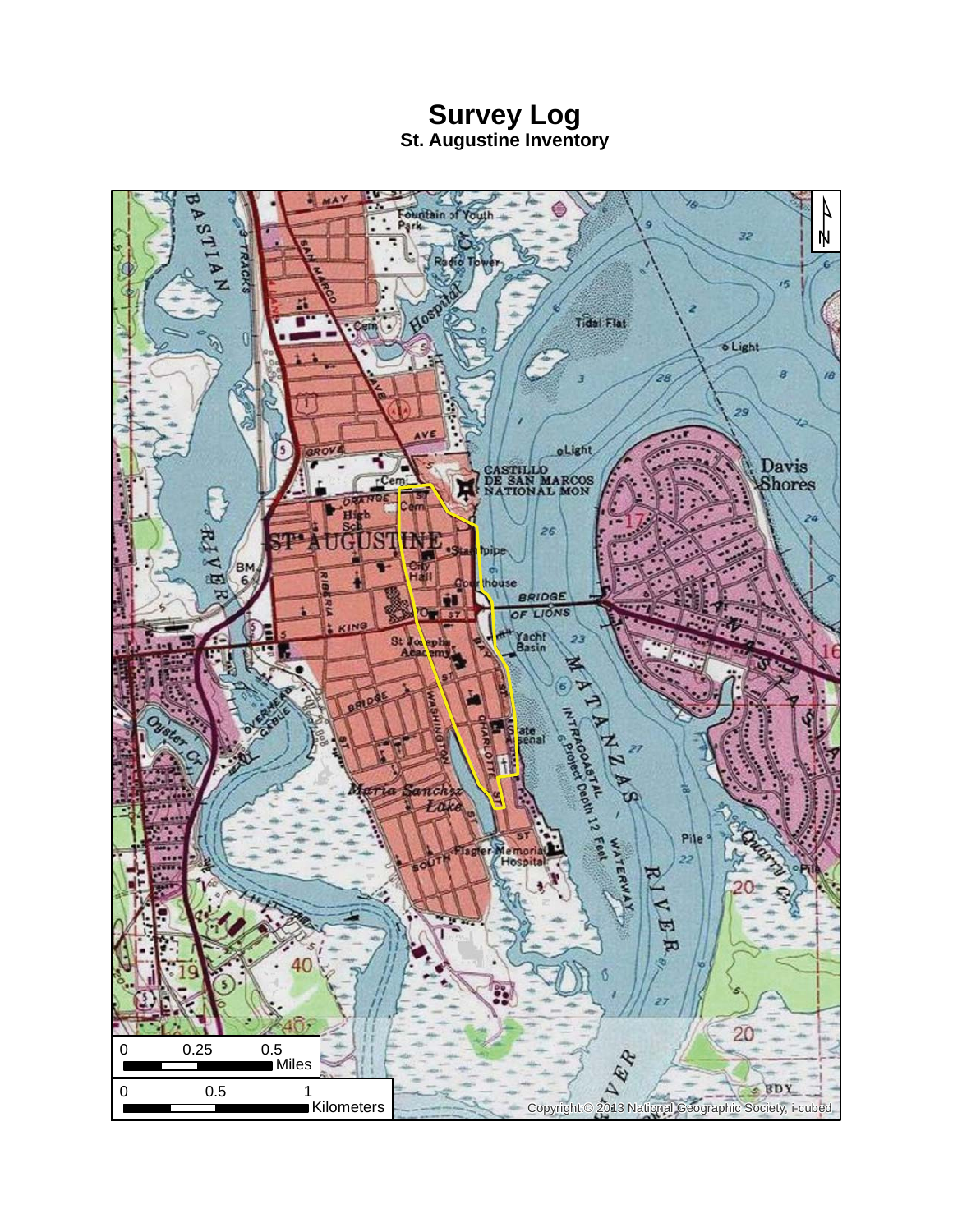# Survey Log

**St. Augustine Inventory**

0 0.25 0.5
Miles

0 0.5 1
Kilometers

Copyright:© 2013 National Geographic Society, i-cubed